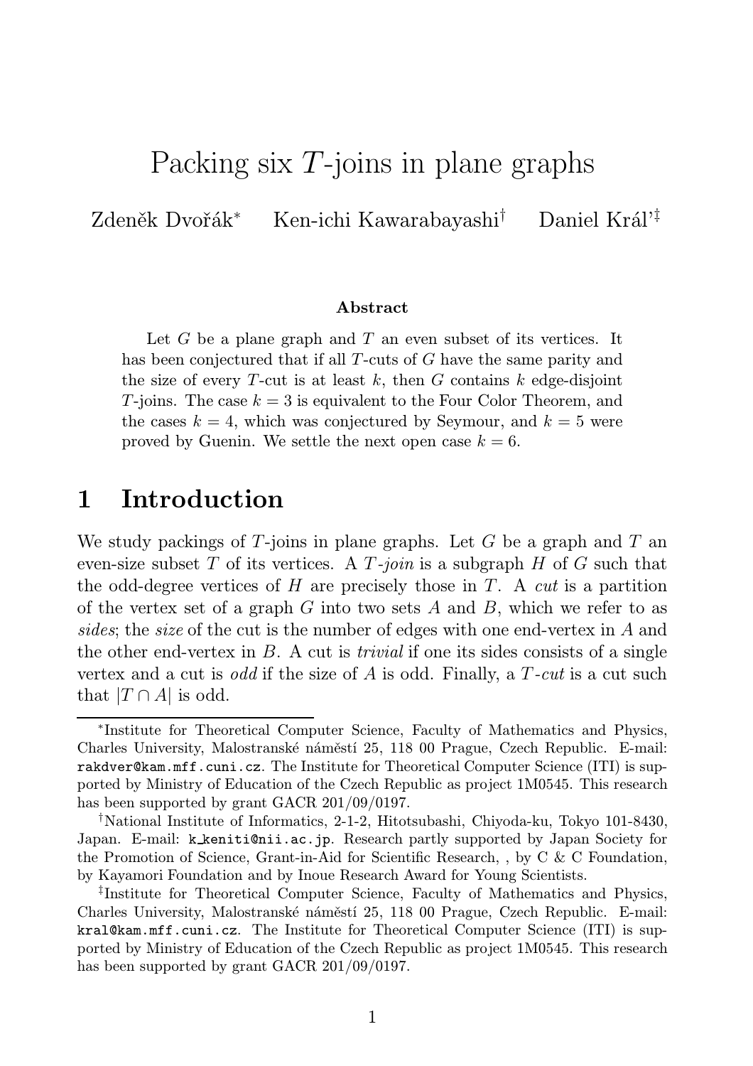# Packing six $T$-joins in plane graphs

Zdeněk Dvořák[*] Ken-ichi Kawarabayashi[†] Daniel Král'[‡]

**Abstract**

Let $G$ be a plane graph and $T$ an even subset of its vertices. It has been conjectured that if all $T$-cuts of $G$ have the same parity and the size of every $T$-cut is at least $k$, then $G$ contains $k$ edge-disjoint $T$-joins. The case $k = 3$ is equivalent to the Four Color Theorem, and the cases $k = 4$, which was conjectured by Seymour, and $k = 5$ were proved by Guenin. We settle the next open case $k = 6$.

## 1 Introduction

We study packings of $T$-joins in plane graphs. Let $G$ be a graph and $T$ an even-size subset $T$ of its vertices. A *$T$-join* is a subgraph $H$ of $G$ such that the odd-degree vertices of $H$ are precisely those in $T$. A *cut* is a partition of the vertex set of a graph $G$ into two sets $A$ and $B$, which we refer to as *sides*; the *size* of the cut is the number of edges with one end-vertex in $A$ and the other end-vertex in $B$. A cut is *trivial* if one its sides consists of a single vertex and a cut is *odd* if the size of $A$ is odd. Finally, a *$T$-cut* is a cut such that $|T \cap A|$ is odd.

---

[*] Institute for Theoretical Computer Science, Faculty of Mathematics and Physics, Charles University, Malostranské náměstí 25, 118 00 Prague, Czech Republic. E-mail: `rakdver@kam.mff.cuni.cz`. The Institute for Theoretical Computer Science (ITI) is supported by Ministry of Education of the Czech Republic as project 1M0545. This research has been supported by grant GACR 201/09/0197.

[†] National Institute of Informatics, 2-1-2, Hitotsubashi, Chiyoda-ku, Tokyo 101-8430, Japan. E-mail: `k_keniti@nii.ac.jp`. Research partly supported by Japan Society for the Promotion of Science, Grant-in-Aid for Scientific Research, , by C & C Foundation, by Kayamori Foundation and by Inoue Research Award for Young Scientists.

[‡] Institute for Theoretical Computer Science, Faculty of Mathematics and Physics, Charles University, Malostranské náměstí 25, 118 00 Prague, Czech Republic. E-mail: `kral@kam.mff.cuni.cz`. The Institute for Theoretical Computer Science (ITI) is supported by Ministry of Education of the Czech Republic as project 1M0545. This research has been supported by grant GACR 201/09/0197.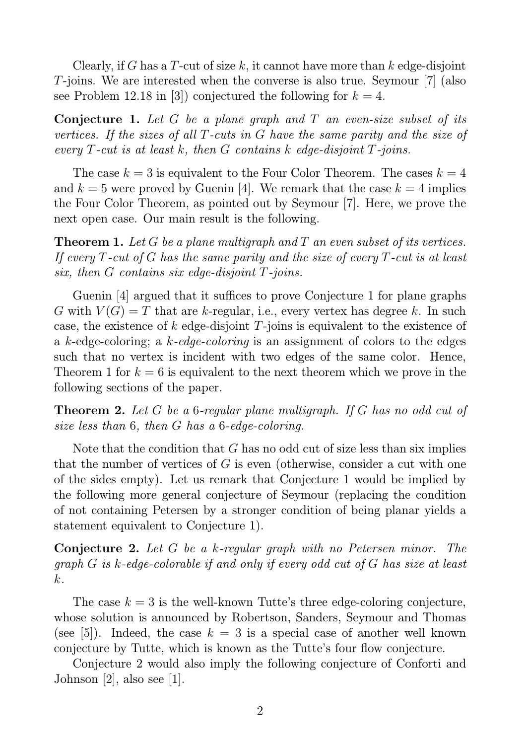Clearly, if $G$ has a $T$-cut of size $k$, it cannot have more than $k$ edge-disjoint $T$-joins. We are interested when the converse is also true. Seymour [7] (also see Problem 12.18 in [3]) conjectured the following for $k = 4$.

**Conjecture 1.** *Let $G$ be a plane graph and $T$ an even-size subset of its vertices. If the sizes of all $T$-cuts in $G$ have the same parity and the size of every $T$-cut is at least $k$, then $G$ contains $k$ edge-disjoint $T$-joins.*

The case $k = 3$ is equivalent to the Four Color Theorem. The cases $k = 4$ and $k = 5$ were proved by Guenin [4]. We remark that the case $k = 4$ implies the Four Color Theorem, as pointed out by Seymour [7]. Here, we prove the next open case. Our main result is the following.

**Theorem 1.** *Let $G$ be a plane multigraph and $T$ an even subset of its vertices. If every $T$-cut of $G$ has the same parity and the size of every $T$-cut is at least six, then $G$ contains six edge-disjoint $T$-joins.*

Guenin [4] argued that it suffices to prove Conjecture 1 for plane graphs $G$ with $V(G) = T$ that are $k$-regular, i.e., every vertex has degree $k$. In such case, the existence of $k$ edge-disjoint $T$-joins is equivalent to the existence of a $k$-edge-coloring; a *$k$-edge-coloring* is an assignment of colors to the edges such that no vertex is incident with two edges of the same color. Hence, Theorem 1 for $k = 6$ is equivalent to the next theorem which we prove in the following sections of the paper.

**Theorem 2.** *Let $G$ be a 6-regular plane multigraph. If $G$ has no odd cut of size less than 6, then $G$ has a 6-edge-coloring.*

Note that the condition that $G$ has no odd cut of size less than six implies that the number of vertices of $G$ is even (otherwise, consider a cut with one of the sides empty). Let us remark that Conjecture 1 would be implied by the following more general conjecture of Seymour (replacing the condition of not containing Petersen by a stronger condition of being planar yields a statement equivalent to Conjecture 1).

**Conjecture 2.** *Let $G$ be a $k$-regular graph with no Petersen minor. The graph $G$ is $k$-edge-colorable if and only if every odd cut of $G$ has size at least $k$.*

The case $k = 3$ is the well-known Tutte's three edge-coloring conjecture, whose solution is announced by Robertson, Sanders, Seymour and Thomas (see [5]). Indeed, the case $k = 3$ is a special case of another well known conjecture by Tutte, which is known as the Tutte's four flow conjecture.

Conjecture 2 would also imply the following conjecture of Conforti and Johnson [2], also see [1].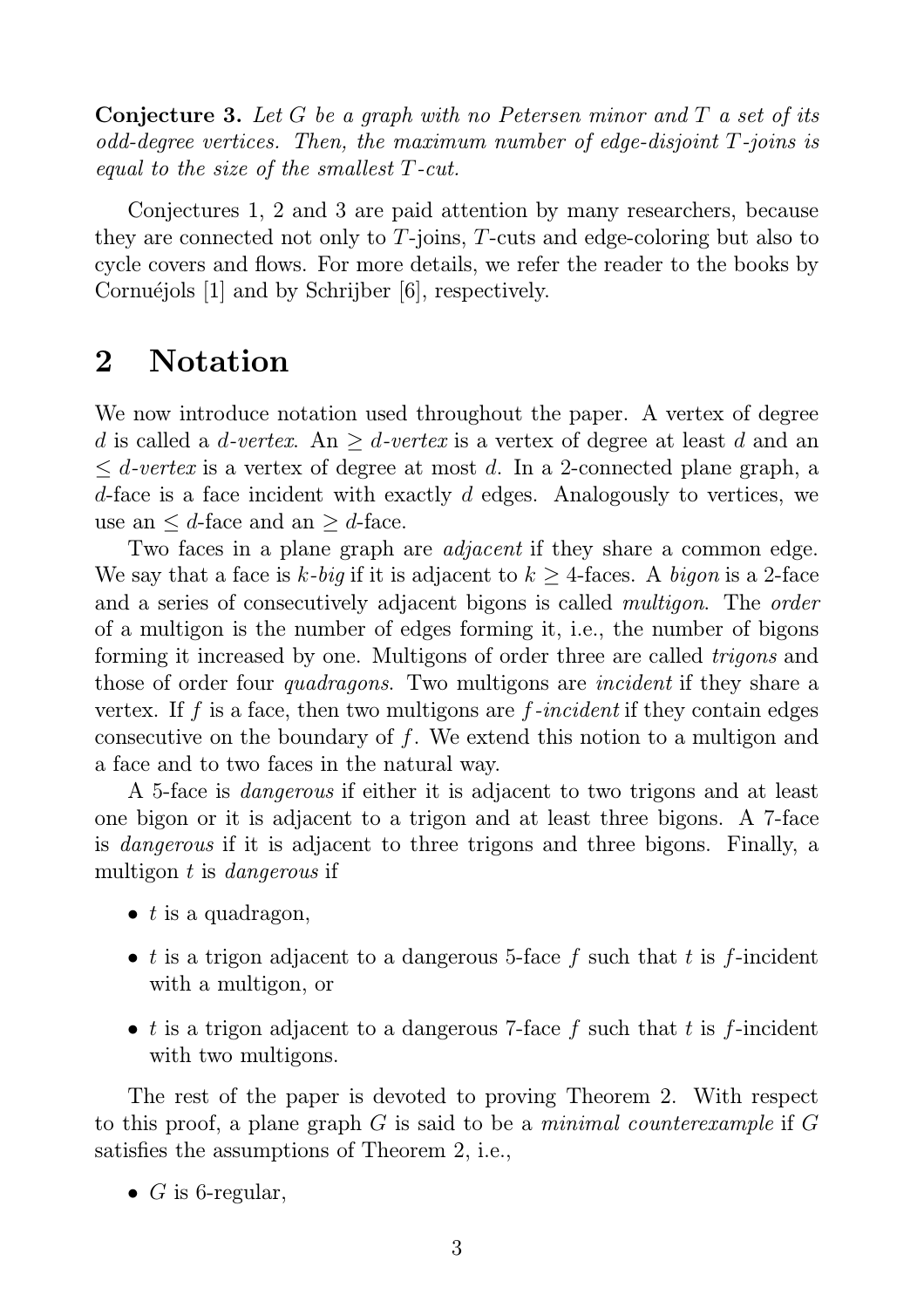**Conjecture 3.** *Let $G$ be a graph with no Petersen minor and $T$ a set of its odd-degree vertices. Then, the maximum number of edge-disjoint $T$-joins is equal to the size of the smallest $T$-cut.*

Conjectures 1, 2 and 3 are paid attention by many researchers, because they are connected not only to $T$-joins, $T$-cuts and edge-coloring but also to cycle covers and flows. For more details, we refer the reader to the books by Cornuéjols [1] and by Schrijber [6], respectively.

## 2 Notation

We now introduce notation used throughout the paper. A vertex of degree $d$ is called a *$d$-vertex*. An *$\geq d$-vertex* is a vertex of degree at least $d$ and an *$\leq d$-vertex* is a vertex of degree at most $d$. In a 2-connected plane graph, a $d$-face is a face incident with exactly $d$ edges. Analogously to vertices, we use an $\leq d$-face and an $\geq d$-face.

Two faces in a plane graph are *adjacent* if they share a common edge. We say that a face is *$k$-big* if it is adjacent to $k \geq 4$-faces. A *bigon* is a 2-face and a series of consecutively adjacent bigons is called *multigon*. The *order* of a multigon is the number of edges forming it, i.e., the number of bigons forming it increased by one. Multigons of order three are called *trigons* and those of order four *quadragons*. Two multigons are *incident* if they share a vertex. If $f$ is a face, then two multigons are *$f$-incident* if they contain edges consecutive on the boundary of $f$. We extend this notion to a multigon and a face and to two faces in the natural way.

A 5-face is *dangerous* if either it is adjacent to two trigons and at least one bigon or it is adjacent to a trigon and at least three bigons. A 7-face is *dangerous* if it is adjacent to three trigons and three bigons. Finally, a multigon $t$ is *dangerous* if

- $t$ is a quadragon,
- $t$ is a trigon adjacent to a dangerous 5-face $f$ such that $t$ is $f$-incident with a multigon, or
- $t$ is a trigon adjacent to a dangerous 7-face $f$ such that $t$ is $f$-incident with two multigons.

The rest of the paper is devoted to proving Theorem 2. With respect to this proof, a plane graph $G$ is said to be a *minimal counterexample* if $G$ satisfies the assumptions of Theorem 2, i.e.,

- $G$ is 6-regular,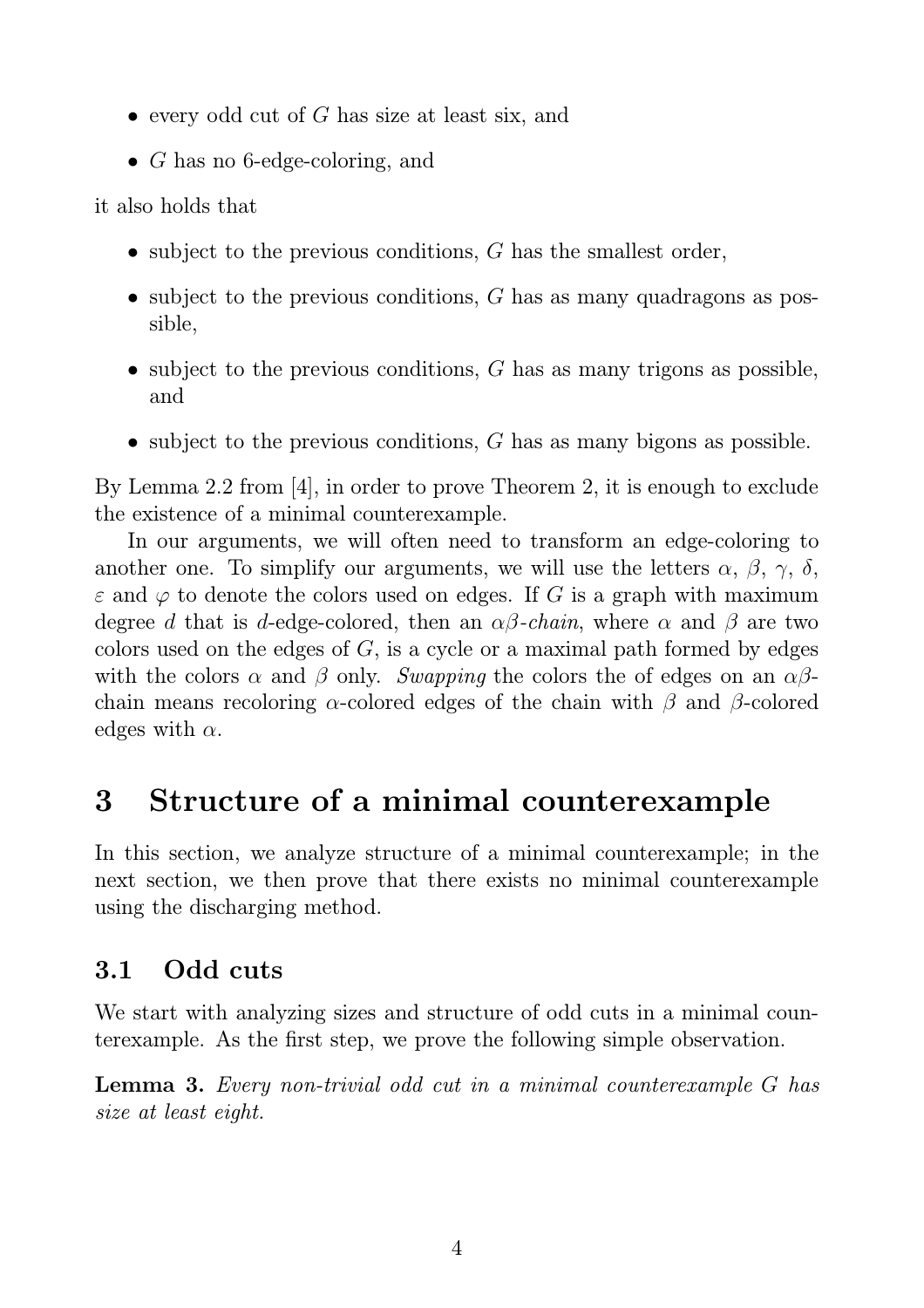- every odd cut of $G$ has size at least six, and
- $G$ has no 6-edge-coloring, and

it also holds that

- subject to the previous conditions, $G$ has the smallest order,
- subject to the previous conditions, $G$ has as many quadragons as possible,
- subject to the previous conditions, $G$ has as many trigons as possible, and
- subject to the previous conditions, $G$ has as many bigons as possible.

By Lemma 2.2 from [4], in order to prove Theorem 2, it is enough to exclude the existence of a minimal counterexample.

In our arguments, we will often need to transform an edge-coloring to another one. To simplify our arguments, we will use the letters $\alpha$, $\beta$, $\gamma$, $\delta$, $\varepsilon$ and $\varphi$ to denote the colors used on edges. If $G$ is a graph with maximum degree $d$ that is $d$-edge-colored, then an *$\alpha\beta$-chain*, where $\alpha$ and $\beta$ are two colors used on the edges of $G$, is a cycle or a maximal path formed by edges with the colors $\alpha$ and $\beta$ only. *Swapping* the colors the of edges on an $\alpha\beta$-chain means recoloring $\alpha$-colored edges of the chain with $\beta$ and $\beta$-colored edges with $\alpha$.

# 3 Structure of a minimal counterexample

In this section, we analyze structure of a minimal counterexample; in the next section, we then prove that there exists no minimal counterexample using the discharging method.

## 3.1 Odd cuts

We start with analyzing sizes and structure of odd cuts in a minimal counterexample. As the first step, we prove the following simple observation.

**Lemma 3.** *Every non-trivial odd cut in a minimal counterexample $G$ has size at least eight.*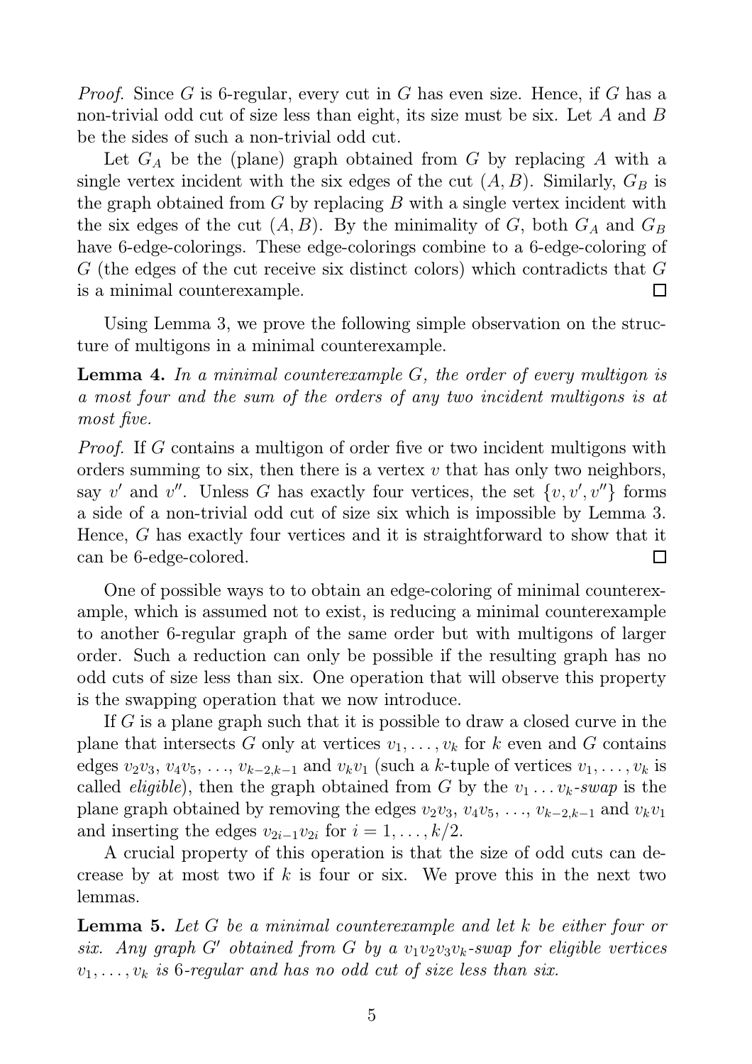*Proof.* Since $G$ is 6-regular, every cut in $G$ has even size. Hence, if $G$ has a non-trivial odd cut of size less than eight, its size must be six. Let $A$ and $B$ be the sides of such a non-trivial odd cut.

Let $G_A$ be the (plane) graph obtained from $G$ by replacing $A$ with a single vertex incident with the six edges of the cut $(A, B)$. Similarly, $G_B$ is the graph obtained from $G$ by replacing $B$ with a single vertex incident with the six edges of the cut $(A, B)$. By the minimality of $G$, both $G_A$ and $G_B$ have 6-edge-colorings. These edge-colorings combine to a 6-edge-coloring of $G$ (the edges of the cut receive six distinct colors) which contradicts that $G$ is a minimal counterexample. □

Using Lemma 3, we prove the following simple observation on the structure of multigons in a minimal counterexample.

**Lemma 4.** *In a minimal counterexample $G$, the order of every multigon is a most four and the sum of the orders of any two incident multigons is at most five.*

*Proof.* If $G$ contains a multigon of order five or two incident multigons with orders summing to six, then there is a vertex $v$ that has only two neighbors, say $v'$ and $v''$. Unless $G$ has exactly four vertices, the set $\{v, v', v''\}$ forms a side of a non-trivial odd cut of size six which is impossible by Lemma 3. Hence, $G$ has exactly four vertices and it is straightforward to show that it can be 6-edge-colored. □

One of possible ways to to obtain an edge-coloring of minimal counterexample, which is assumed not to exist, is reducing a minimal counterexample to another 6-regular graph of the same order but with multigons of larger order. Such a reduction can only be possible if the resulting graph has no odd cuts of size less than six. One operation that will observe this property is the swapping operation that we now introduce.

If $G$ is a plane graph such that it is possible to draw a closed curve in the plane that intersects $G$ only at vertices $v_1, \ldots, v_k$ for $k$ even and $G$ contains edges $v_2v_3$, $v_4v_5$, …, $v_{k-2,k-1}$ and $v_kv_1$ (such a $k$-tuple of vertices $v_1, \ldots, v_k$ is called *eligible*), then the graph obtained from $G$ by the $v_1 \ldots v_k$*-swap* is the plane graph obtained by removing the edges $v_2v_3$, $v_4v_5$, …, $v_{k-2,k-1}$ and $v_kv_1$ and inserting the edges $v_{2i-1}v_{2i}$ for $i = 1, \ldots, k/2$.

A crucial property of this operation is that the size of odd cuts can decrease by at most two if $k$ is four or six. We prove this in the next two lemmas.

**Lemma 5.** *Let $G$ be a minimal counterexample and let $k$ be either four or six. Any graph $G'$ obtained from $G$ by a $v_1v_2v_3v_k$-swap for eligible vertices $v_1, \ldots, v_k$ is 6-regular and has no odd cut of size less than six.*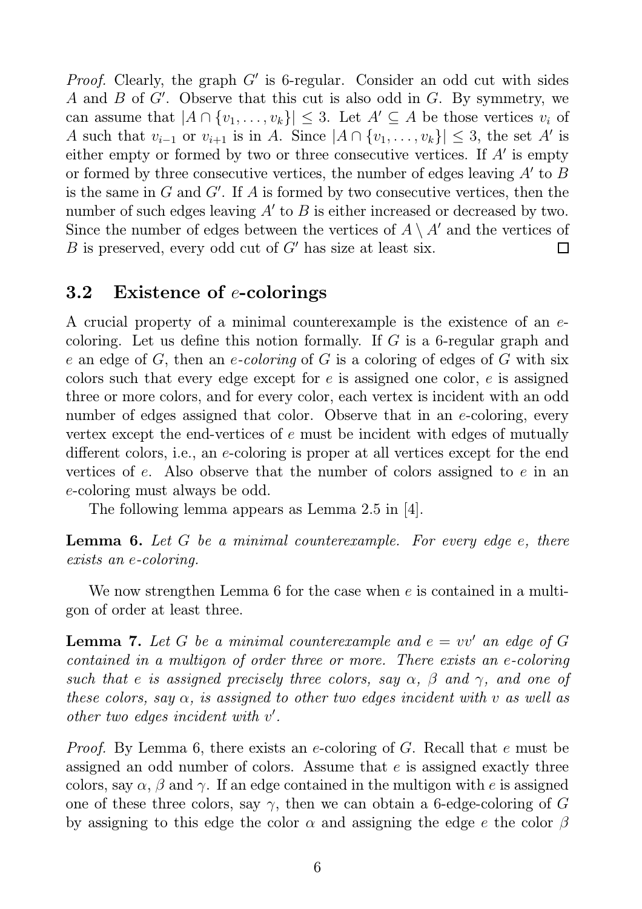*Proof.* Clearly, the graph $G'$ is 6-regular. Consider an odd cut with sides $A$ and $B$ of $G'$. Observe that this cut is also odd in $G$. By symmetry, we can assume that $|A \cap \{v_1, \ldots, v_k\}| \leq 3$. Let $A' \subseteq A$ be those vertices $v_i$ of $A$ such that $v_{i-1}$ or $v_{i+1}$ is in $A$. Since $|A \cap \{v_1, \ldots, v_k\}| \leq 3$, the set $A'$ is either empty or formed by two or three consecutive vertices. If $A'$ is empty or formed by three consecutive vertices, the number of edges leaving $A'$ to $B$ is the same in $G$ and $G'$. If $A$ is formed by two consecutive vertices, then the number of such edges leaving $A'$ to $B$ is either increased or decreased by two. Since the number of edges between the vertices of $A \setminus A'$ and the vertices of $B$ is preserved, every odd cut of $G'$ has size at least six. □

## 3.2 Existence of $e$-colorings

A crucial property of a minimal counterexample is the existence of an $e$-coloring. Let us define this notion formally. If $G$ is a 6-regular graph and $e$ an edge of $G$, then an *$e$-coloring* of $G$ is a coloring of edges of $G$ with six colors such that every edge except for $e$ is assigned one color, $e$ is assigned three or more colors, and for every color, each vertex is incident with an odd number of edges assigned that color. Observe that in an $e$-coloring, every vertex except the end-vertices of $e$ must be incident with edges of mutually different colors, i.e., an $e$-coloring is proper at all vertices except for the end vertices of $e$. Also observe that the number of colors assigned to $e$ in an $e$-coloring must always be odd.

The following lemma appears as Lemma 2.5 in [4].

**Lemma 6.** *Let $G$ be a minimal counterexample. For every edge $e$, there exists an $e$-coloring.*

We now strengthen Lemma 6 for the case when $e$ is contained in a multigon of order at least three.

**Lemma 7.** *Let $G$ be a minimal counterexample and $e = vv'$ an edge of $G$ contained in a multigon of order three or more. There exists an $e$-coloring such that $e$ is assigned precisely three colors, say $\alpha$, $\beta$ and $\gamma$, and one of these colors, say $\alpha$, is assigned to other two edges incident with $v$ as well as other two edges incident with $v'$.*

*Proof.* By Lemma 6, there exists an $e$-coloring of $G$. Recall that $e$ must be assigned an odd number of colors. Assume that $e$ is assigned exactly three colors, say $\alpha$, $\beta$ and $\gamma$. If an edge contained in the multigon with $e$ is assigned one of these three colors, say $\gamma$, then we can obtain a 6-edge-coloring of $G$ by assigning to this edge the color $\alpha$ and assigning the edge $e$ the color $\beta$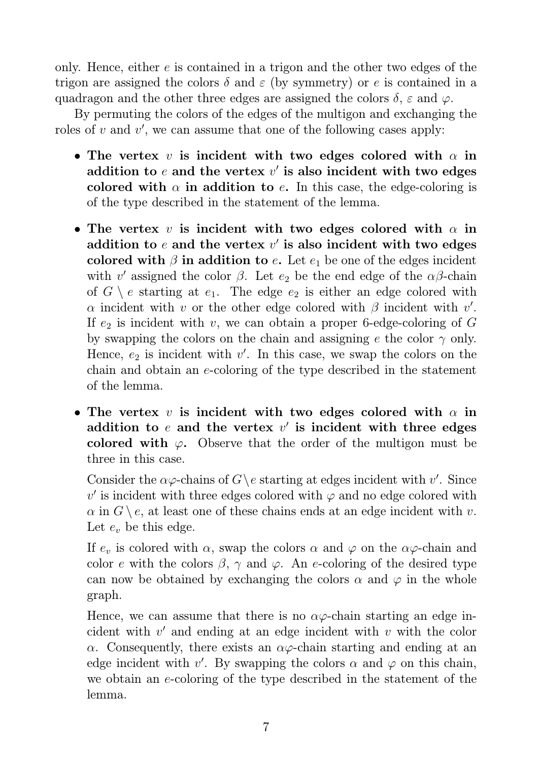only. Hence, either $e$ is contained in a trigon and the other two edges of the trigon are assigned the colors $\delta$ and $\varepsilon$ (by symmetry) or $e$ is contained in a quadragon and the other three edges are assigned the colors $\delta$, $\varepsilon$ and $\varphi$.

By permuting the colors of the edges of the multigon and exchanging the roles of $v$ and $v'$, we can assume that one of the following cases apply:

- **The vertex $v$ is incident with two edges colored with $\alpha$ in addition to $e$ and the vertex $v'$ is also incident with two edges colored with $\alpha$ in addition to $e$.** In this case, the edge-coloring is of the type described in the statement of the lemma.
- **The vertex $v$ is incident with two edges colored with $\alpha$ in addition to $e$ and the vertex $v'$ is also incident with two edges colored with $\beta$ in addition to $e$.** Let $e_1$ be one of the edges incident with $v'$ assigned the color $\beta$. Let $e_2$ be the end edge of the $\alpha\beta$-chain of $G \setminus e$ starting at $e_1$. The edge $e_2$ is either an edge colored with $\alpha$ incident with $v$ or the other edge colored with $\beta$ incident with $v'$. If $e_2$ is incident with $v$, we can obtain a proper 6-edge-coloring of $G$ by swapping the colors on the chain and assigning $e$ the color $\gamma$ only. Hence, $e_2$ is incident with $v'$. In this case, we swap the colors on the chain and obtain an $e$-coloring of the type described in the statement of the lemma.
- **The vertex $v$ is incident with two edges colored with $\alpha$ in addition to $e$ and the vertex $v'$ is incident with three edges colored with $\varphi$.** Observe that the order of the multigon must be three in this case.

  Consider the $\alpha\varphi$-chains of $G \setminus e$ starting at edges incident with $v'$. Since $v'$ is incident with three edges colored with $\varphi$ and no edge colored with $\alpha$ in $G \setminus e$, at least one of these chains ends at an edge incident with $v$. Let $e_v$ be this edge.

  If $e_v$ is colored with $\alpha$, swap the colors $\alpha$ and $\varphi$ on the $\alpha\varphi$-chain and color $e$ with the colors $\beta$, $\gamma$ and $\varphi$. An $e$-coloring of the desired type can now be obtained by exchanging the colors $\alpha$ and $\varphi$ in the whole graph.

  Hence, we can assume that there is no $\alpha\varphi$-chain starting an edge incident with $v'$ and ending at an edge incident with $v$ with the color $\alpha$. Consequently, there exists an $\alpha\varphi$-chain starting and ending at an edge incident with $v'$. By swapping the colors $\alpha$ and $\varphi$ on this chain, we obtain an $e$-coloring of the type described in the statement of the lemma.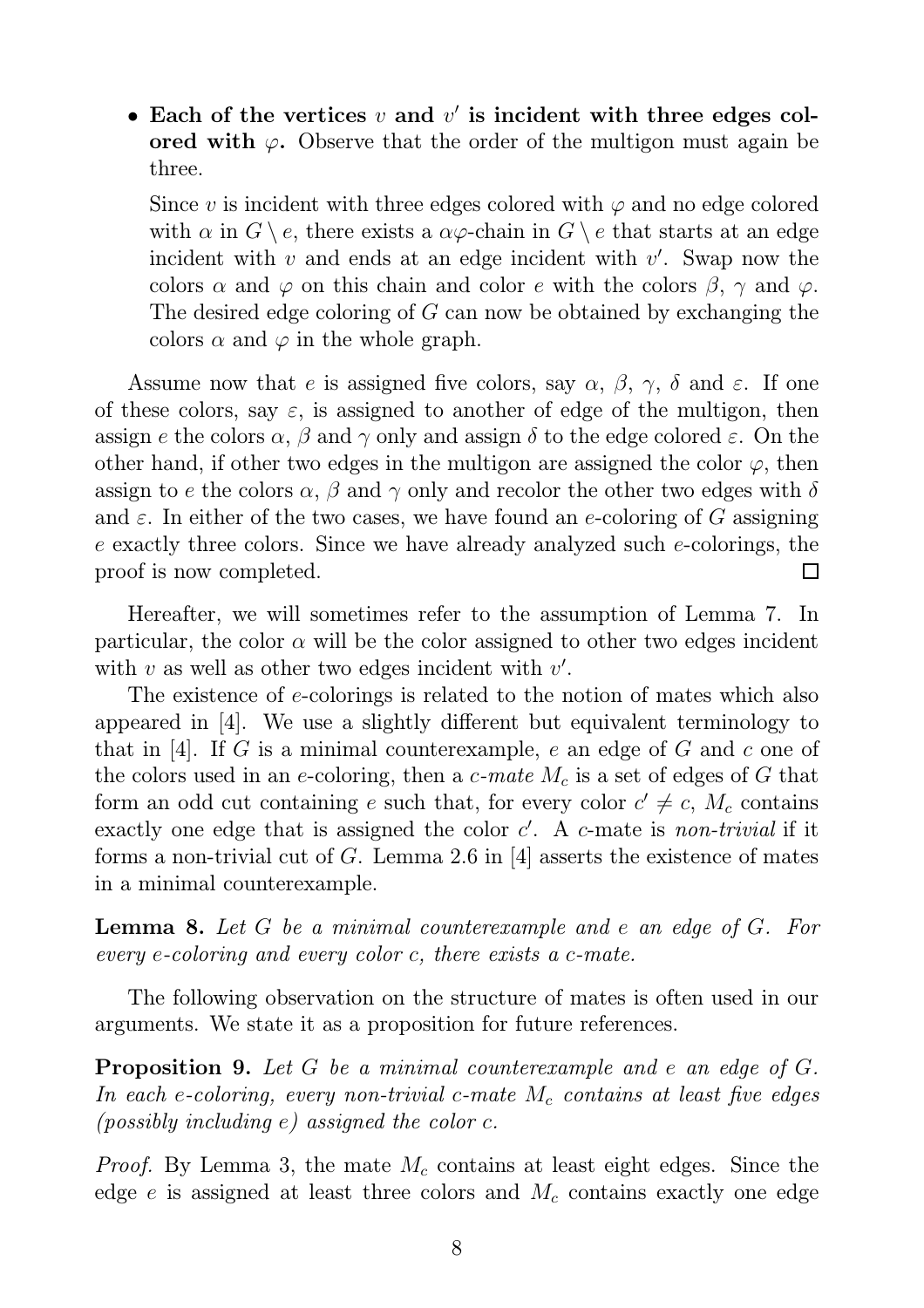- **Each of the vertices $v$ and $v'$ is incident with three edges colored with $\varphi$.** Observe that the order of the multigon must again be three.

  Since $v$ is incident with three edges colored with $\varphi$ and no edge colored with $\alpha$ in $G \setminus e$, there exists a $\alpha\varphi$-chain in $G \setminus e$ that starts at an edge incident with $v$ and ends at an edge incident with $v'$. Swap now the colors $\alpha$ and $\varphi$ on this chain and color $e$ with the colors $\beta$, $\gamma$ and $\varphi$. The desired edge coloring of $G$ can now be obtained by exchanging the colors $\alpha$ and $\varphi$ in the whole graph.

Assume now that $e$ is assigned five colors, say $\alpha$, $\beta$, $\gamma$, $\delta$ and $\varepsilon$. If one of these colors, say $\varepsilon$, is assigned to another of edge of the multigon, then assign $e$ the colors $\alpha$, $\beta$ and $\gamma$ only and assign $\delta$ to the edge colored $\varepsilon$. On the other hand, if other two edges in the multigon are assigned the color $\varphi$, then assign to $e$ the colors $\alpha$, $\beta$ and $\gamma$ only and recolor the other two edges with $\delta$ and $\varepsilon$. In either of the two cases, we have found an $e$-coloring of $G$ assigning $e$ exactly three colors. Since we have already analyzed such $e$-colorings, the proof is now completed. □

Hereafter, we will sometimes refer to the assumption of Lemma 7. In particular, the color $\alpha$ will be the color assigned to other two edges incident with $v$ as well as other two edges incident with $v'$.

The existence of $e$-colorings is related to the notion of mates which also appeared in [4]. We use a slightly different but equivalent terminology to that in [4]. If $G$ is a minimal counterexample, $e$ an edge of $G$ and $c$ one of the colors used in an $e$-coloring, then a *$c$-mate* $M_c$ is a set of edges of $G$ that form an odd cut containing $e$ such that, for every color $c' \neq c$, $M_c$ contains exactly one edge that is assigned the color $c'$. A $c$-mate is *non-trivial* if it forms a non-trivial cut of $G$. Lemma 2.6 in [4] asserts the existence of mates in a minimal counterexample.

**Lemma 8.** *Let $G$ be a minimal counterexample and $e$ an edge of $G$. For every $e$-coloring and every color $c$, there exists a $c$-mate.*

The following observation on the structure of mates is often used in our arguments. We state it as a proposition for future references.

**Proposition 9.** *Let $G$ be a minimal counterexample and $e$ an edge of $G$. In each $e$-coloring, every non-trivial $c$-mate $M_c$ contains at least five edges (possibly including $e$) assigned the color $c$.*

*Proof.* By Lemma 3, the mate $M_c$ contains at least eight edges. Since the edge $e$ is assigned at least three colors and $M_c$ contains exactly one edge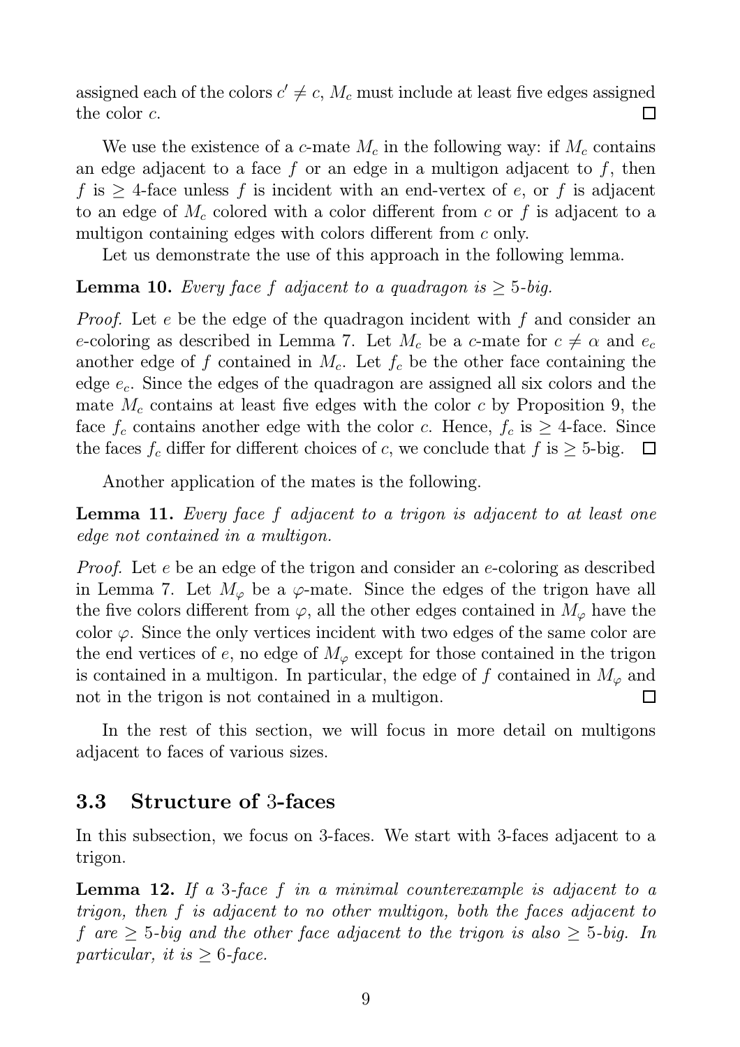assigned each of the colors $c' \neq c$, $M_c$ must include at least five edges assigned the color $c$. □

We use the existence of a $c$-mate $M_c$ in the following way: if $M_c$ contains an edge adjacent to a face $f$ or an edge in a multigon adjacent to $f$, then $f$ is $\geq 4$-face unless $f$ is incident with an end-vertex of $e$, or $f$ is adjacent to an edge of $M_c$ colored with a color different from $c$ or $f$ is adjacent to a multigon containing edges with colors different from $c$ only.

Let us demonstrate the use of this approach in the following lemma.

**Lemma 10.** *Every face $f$ adjacent to a quadragon is $\geq 5$-big.*

*Proof.* Let $e$ be the edge of the quadragon incident with $f$ and consider an $e$-coloring as described in Lemma 7. Let $M_c$ be a $c$-mate for $c \neq \alpha$ and $e_c$ another edge of $f$ contained in $M_c$. Let $f_c$ be the other face containing the edge $e_c$. Since the edges of the quadragon are assigned all six colors and the mate $M_c$ contains at least five edges with the color $c$ by Proposition 9, the face $f_c$ contains another edge with the color $c$. Hence, $f_c$ is $\geq 4$-face. Since the faces $f_c$ differ for different choices of $c$, we conclude that $f$ is $\geq 5$-big. □

Another application of the mates is the following.

**Lemma 11.** *Every face $f$ adjacent to a trigon is adjacent to at least one edge not contained in a multigon.*

*Proof.* Let $e$ be an edge of the trigon and consider an $e$-coloring as described in Lemma 7. Let $M_\varphi$ be a $\varphi$-mate. Since the edges of the trigon have all the five colors different from $\varphi$, all the other edges contained in $M_\varphi$ have the color $\varphi$. Since the only vertices incident with two edges of the same color are the end vertices of $e$, no edge of $M_\varphi$ except for those contained in the trigon is contained in a multigon. In particular, the edge of $f$ contained in $M_\varphi$ and not in the trigon is not contained in a multigon. □

In the rest of this section, we will focus in more detail on multigons adjacent to faces of various sizes.

### 3.3 Structure of 3-faces

In this subsection, we focus on 3-faces. We start with 3-faces adjacent to a trigon.

**Lemma 12.** *If a 3-face $f$ in a minimal counterexample is adjacent to a trigon, then $f$ is adjacent to no other multigon, both the faces adjacent to $f$ are $\geq 5$-big and the other face adjacent to the trigon is also $\geq 5$-big. In particular, it is $\geq 6$-face.*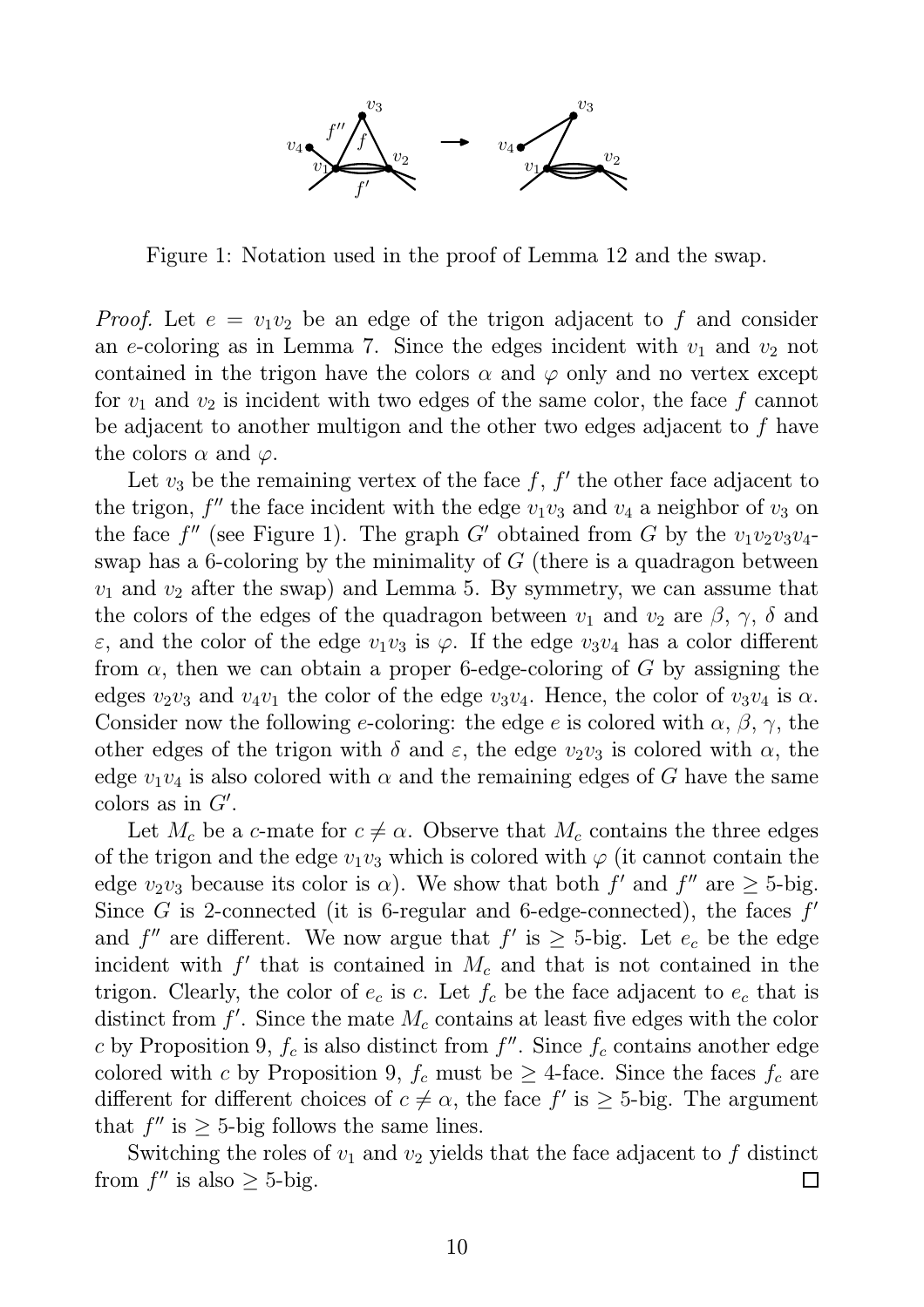Figure 1: Notation used in the proof of Lemma 12 and the swap.

*Proof.* Let $e = v_1v_2$ be an edge of the trigon adjacent to $f$ and consider an $e$-coloring as in Lemma 7. Since the edges incident with $v_1$ and $v_2$ not contained in the trigon have the colors $\alpha$ and $\varphi$ only and no vertex except for $v_1$ and $v_2$ is incident with two edges of the same color, the face $f$ cannot be adjacent to another multigon and the other two edges adjacent to $f$ have the colors $\alpha$ and $\varphi$.

Let $v_3$ be the remaining vertex of the face $f$, $f'$ the other face adjacent to the trigon, $f''$ the face incident with the edge $v_1v_3$ and $v_4$ a neighbor of $v_3$ on the face $f''$ (see Figure 1). The graph $G'$ obtained from $G$ by the $v_1v_2v_3v_4$-swap has a 6-coloring by the minimality of $G$ (there is a quadragon between $v_1$ and $v_2$ after the swap) and Lemma 5. By symmetry, we can assume that the colors of the edges of the quadragon between $v_1$ and $v_2$ are $\beta$, $\gamma$, $\delta$ and $\varepsilon$, and the color of the edge $v_1v_3$ is $\varphi$. If the edge $v_3v_4$ has a color different from $\alpha$, then we can obtain a proper 6-edge-coloring of $G$ by assigning the edges $v_2v_3$ and $v_4v_1$ the color of the edge $v_3v_4$. Hence, the color of $v_3v_4$ is $\alpha$. Consider now the following $e$-coloring: the edge $e$ is colored with $\alpha$, $\beta$, $\gamma$, the other edges of the trigon with $\delta$ and $\varepsilon$, the edge $v_2v_3$ is colored with $\alpha$, the edge $v_1v_4$ is also colored with $\alpha$ and the remaining edges of $G$ have the same colors as in $G'$.

Let $M_c$ be a $c$-mate for $c \neq \alpha$. Observe that $M_c$ contains the three edges of the trigon and the edge $v_1v_3$ which is colored with $\varphi$ (it cannot contain the edge $v_2v_3$ because its color is $\alpha$). We show that both $f'$ and $f''$ are $\geq 5$-big. Since $G$ is 2-connected (it is 6-regular and 6-edge-connected), the faces $f'$ and $f''$ are different. We now argue that $f'$ is $\geq 5$-big. Let $e_c$ be the edge incident with $f'$ that is contained in $M_c$ and that is not contained in the trigon. Clearly, the color of $e_c$ is $c$. Let $f_c$ be the face adjacent to $e_c$ that is distinct from $f'$. Since the mate $M_c$ contains at least five edges with the color $c$ by Proposition 9, $f_c$ is also distinct from $f''$. Since $f_c$ contains another edge colored with $c$ by Proposition 9, $f_c$ must be $\geq 4$-face. Since the faces $f_c$ are different for different choices of $c \neq \alpha$, the face $f'$ is $\geq 5$-big. The argument that $f''$ is $\geq 5$-big follows the same lines.

Switching the roles of $v_1$ and $v_2$ yields that the face adjacent to $f$ distinct from $f''$ is also $\geq 5$-big. □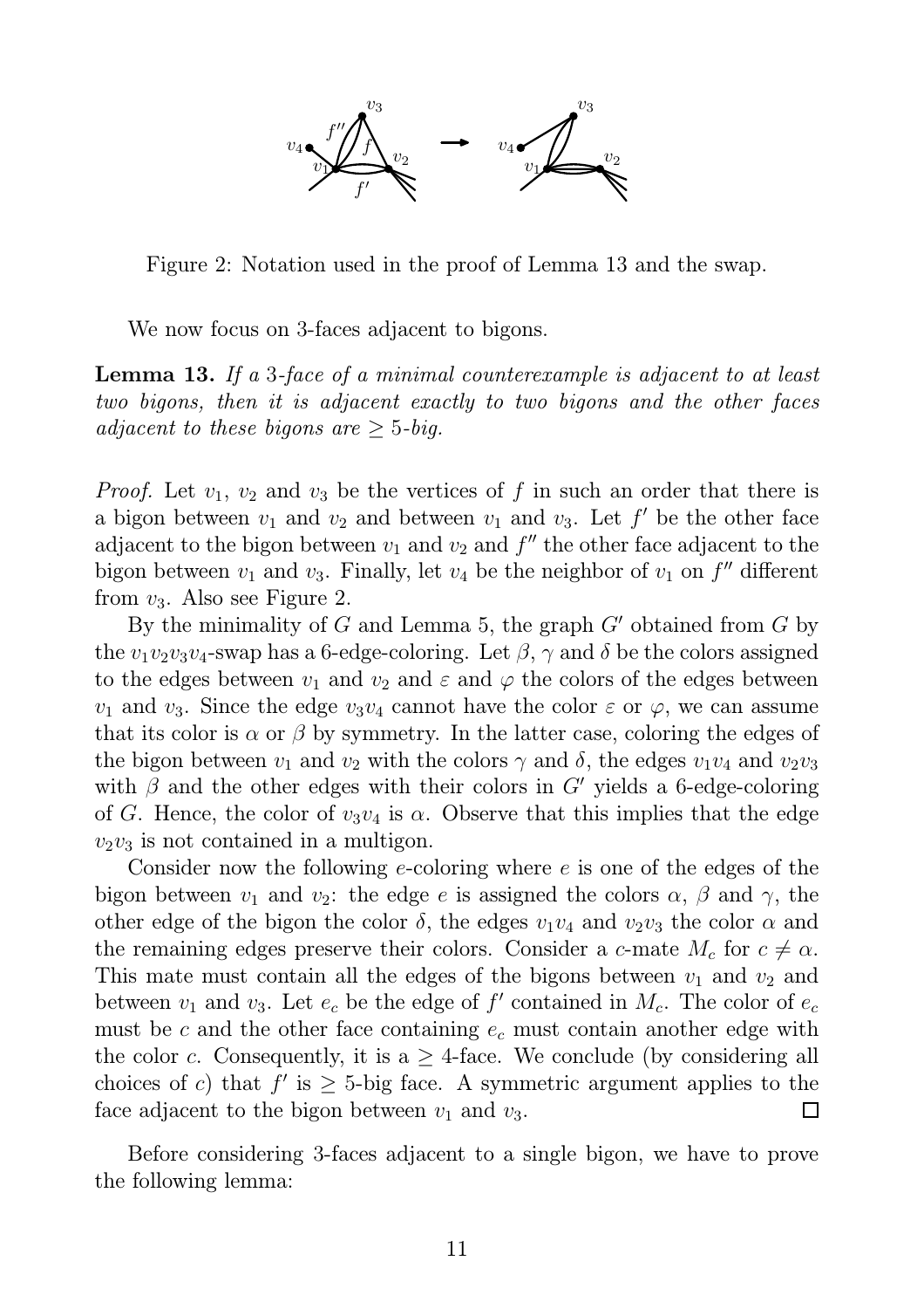Figure 2: Notation used in the proof of Lemma 13 and the swap.

We now focus on 3-faces adjacent to bigons.

**Lemma 13.** *If a 3-face of a minimal counterexample is adjacent to at least two bigons, then it is adjacent exactly to two bigons and the other faces adjacent to these bigons are $\geq 5$-big.*

*Proof.* Let $v_1$, $v_2$ and $v_3$ be the vertices of $f$ in such an order that there is a bigon between $v_1$ and $v_2$ and between $v_1$ and $v_3$. Let $f'$ be the other face adjacent to the bigon between $v_1$ and $v_2$ and $f''$ the other face adjacent to the bigon between $v_1$ and $v_3$. Finally, let $v_4$ be the neighbor of $v_1$ on $f''$ different from $v_3$. Also see Figure 2.

By the minimality of $G$ and Lemma 5, the graph $G'$ obtained from $G$ by the $v_1v_2v_3v_4$-swap has a 6-edge-coloring. Let $\beta$, $\gamma$ and $\delta$ be the colors assigned to the edges between $v_1$ and $v_2$ and $\varepsilon$ and $\varphi$ the colors of the edges between $v_1$ and $v_3$. Since the edge $v_3v_4$ cannot have the color $\varepsilon$ or $\varphi$, we can assume that its color is $\alpha$ or $\beta$ by symmetry. In the latter case, coloring the edges of the bigon between $v_1$ and $v_2$ with the colors $\gamma$ and $\delta$, the edges $v_1v_4$ and $v_2v_3$ with $\beta$ and the other edges with their colors in $G'$ yields a 6-edge-coloring of $G$. Hence, the color of $v_3v_4$ is $\alpha$. Observe that this implies that the edge $v_2v_3$ is not contained in a multigon.

Consider now the following $e$-coloring where $e$ is one of the edges of the bigon between $v_1$ and $v_2$: the edge $e$ is assigned the colors $\alpha$, $\beta$ and $\gamma$, the other edge of the bigon the color $\delta$, the edges $v_1v_4$ and $v_2v_3$ the color $\alpha$ and the remaining edges preserve their colors. Consider a $c$-mate $M_c$ for $c \neq \alpha$. This mate must contain all the edges of the bigons between $v_1$ and $v_2$ and between $v_1$ and $v_3$. Let $e_c$ be the edge of $f'$ contained in $M_c$. The color of $e_c$ must be $c$ and the other face containing $e_c$ must contain another edge with the color $c$. Consequently, it is a $\geq 4$-face. We conclude (by considering all choices of $c$) that $f'$ is $\geq 5$-big face. A symmetric argument applies to the face adjacent to the bigon between $v_1$ and $v_3$. $\square$

Before considering 3-faces adjacent to a single bigon, we have to prove the following lemma: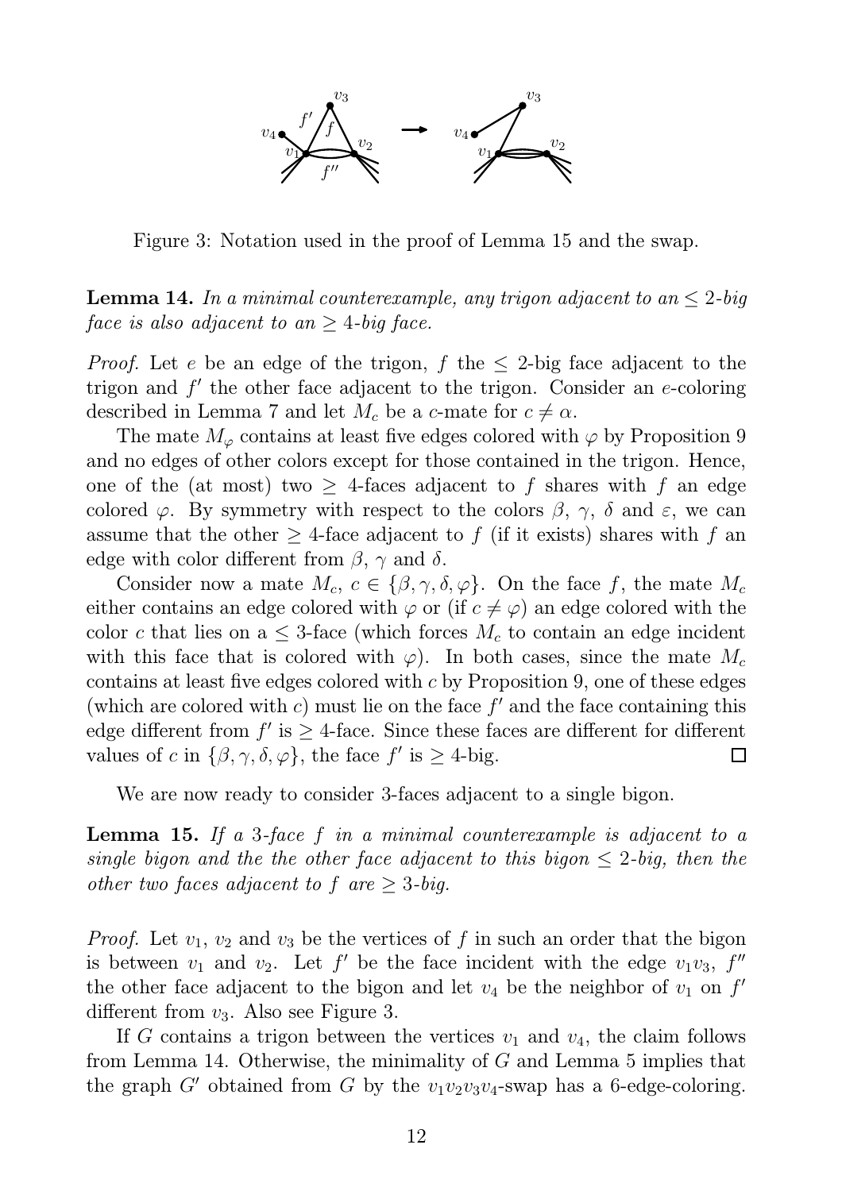Figure 3: Notation used in the proof of Lemma 15 and the swap.

**Lemma 14.** *In a minimal counterexample, any trigon adjacent to an $\leq 2$-big face is also adjacent to an $\geq 4$-big face.*

*Proof.* Let $e$ be an edge of the trigon, $f$ the $\leq 2$-big face adjacent to the trigon and $f'$ the other face adjacent to the trigon. Consider an $e$-coloring described in Lemma 7 and let $M_c$ be a $c$-mate for $c \neq \alpha$.

The mate $M_\varphi$ contains at least five edges colored with $\varphi$ by Proposition 9 and no edges of other colors except for those contained in the trigon. Hence, one of the (at most) two $\geq 4$-faces adjacent to $f$ shares with $f$ an edge colored $\varphi$. By symmetry with respect to the colors $\beta$, $\gamma$, $\delta$ and $\varepsilon$, we can assume that the other $\geq 4$-face adjacent to $f$ (if it exists) shares with $f$ an edge with color different from $\beta$, $\gamma$ and $\delta$.

Consider now a mate $M_c$, $c \in \{\beta, \gamma, \delta, \varphi\}$. On the face $f$, the mate $M_c$ either contains an edge colored with $\varphi$ or (if $c \neq \varphi$) an edge colored with the color $c$ that lies on a $\leq 3$-face (which forces $M_c$ to contain an edge incident with this face that is colored with $\varphi$). In both cases, since the mate $M_c$ contains at least five edges colored with $c$ by Proposition 9, one of these edges (which are colored with $c$) must lie on the face $f'$ and the face containing this edge different from $f'$ is $\geq 4$-face. Since these faces are different for different values of $c$ in $\{\beta, \gamma, \delta, \varphi\}$, the face $f'$ is $\geq 4$-big. $\square$

We are now ready to consider 3-faces adjacent to a single bigon.

**Lemma 15.** *If a 3-face $f$ in a minimal counterexample is adjacent to a single bigon and the the other face adjacent to this bigon $\leq 2$-big, then the other two faces adjacent to $f$ are $\geq 3$-big.*

*Proof.* Let $v_1$, $v_2$ and $v_3$ be the vertices of $f$ in such an order that the bigon is between $v_1$ and $v_2$. Let $f'$ be the face incident with the edge $v_1v_3$, $f''$ the other face adjacent to the bigon and let $v_4$ be the neighbor of $v_1$ on $f'$ different from $v_3$. Also see Figure 3.

If $G$ contains a trigon between the vertices $v_1$ and $v_4$, the claim follows from Lemma 14. Otherwise, the minimality of $G$ and Lemma 5 implies that the graph $G'$ obtained from $G$ by the $v_1v_2v_3v_4$-swap has a 6-edge-coloring.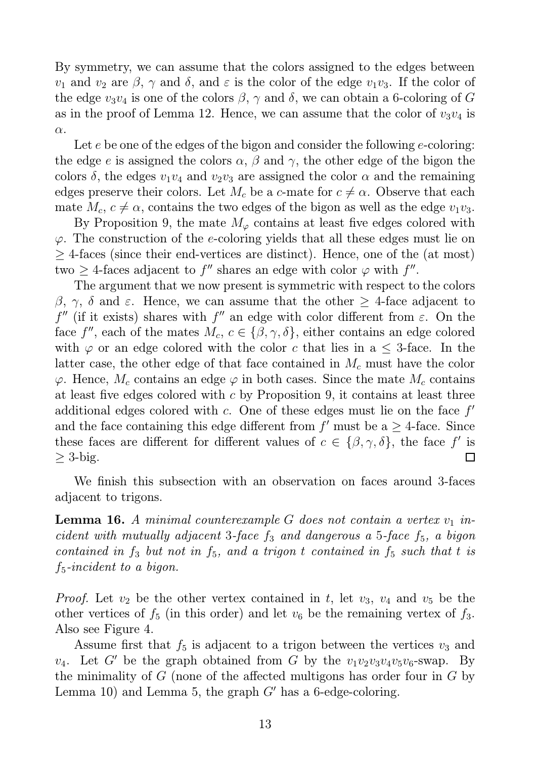By symmetry, we can assume that the colors assigned to the edges between $v_1$ and $v_2$ are $\beta$, $\gamma$ and $\delta$, and $\varepsilon$ is the color of the edge $v_1v_3$. If the color of the edge $v_3v_4$ is one of the colors $\beta$, $\gamma$ and $\delta$, we can obtain a 6-coloring of $G$ as in the proof of Lemma 12. Hence, we can assume that the color of $v_3v_4$ is $\alpha$.

Let $e$ be one of the edges of the bigon and consider the following $e$-coloring: the edge $e$ is assigned the colors $\alpha$, $\beta$ and $\gamma$, the other edge of the bigon the colors $\delta$, the edges $v_1v_4$ and $v_2v_3$ are assigned the color $\alpha$ and the remaining edges preserve their colors. Let $M_c$ be a $c$-mate for $c \neq \alpha$. Observe that each mate $M_c$, $c \neq \alpha$, contains the two edges of the bigon as well as the edge $v_1v_3$.

By Proposition 9, the mate $M_\varphi$ contains at least five edges colored with $\varphi$. The construction of the $e$-coloring yields that all these edges must lie on $\geq 4$-faces (since their end-vertices are distinct). Hence, one of the (at most) two $\geq 4$-faces adjacent to $f''$ shares an edge with color $\varphi$ with $f''$.

The argument that we now present is symmetric with respect to the colors $\beta$, $\gamma$, $\delta$ and $\varepsilon$. Hence, we can assume that the other $\geq 4$-face adjacent to $f''$ (if it exists) shares with $f''$ an edge with color different from $\varepsilon$. On the face $f''$, each of the mates $M_c$, $c \in \{\beta, \gamma, \delta\}$, either contains an edge colored with $\varphi$ or an edge colored with the color $c$ that lies in a $\leq 3$-face. In the latter case, the other edge of that face contained in $M_c$ must have the color $\varphi$. Hence, $M_c$ contains an edge $\varphi$ in both cases. Since the mate $M_c$ contains at least five edges colored with $c$ by Proposition 9, it contains at least three additional edges colored with $c$. One of these edges must lie on the face $f'$ and the face containing this edge different from $f'$ must be a $\geq 4$-face. Since these faces are different for different values of $c \in \{\beta, \gamma, \delta\}$, the face $f'$ is $\geq 3$-big. $\square$

We finish this subsection with an observation on faces around 3-faces adjacent to trigons.

**Lemma 16.** *A minimal counterexample $G$ does not contain a vertex $v_1$ incident with mutually adjacent 3-face $f_3$ and dangerous a 5-face $f_5$, a bigon contained in $f_3$ but not in $f_5$, and a trigon $t$ contained in $f_5$ such that $t$ is $f_5$-incident to a bigon.*

*Proof.* Let $v_2$ be the other vertex contained in $t$, let $v_3$, $v_4$ and $v_5$ be the other vertices of $f_5$ (in this order) and let $v_6$ be the remaining vertex of $f_3$. Also see Figure 4.

Assume first that $f_5$ is adjacent to a trigon between the vertices $v_3$ and $v_4$. Let $G'$ be the graph obtained from $G$ by the $v_1v_2v_3v_4v_5v_6$-swap. By the minimality of $G$ (none of the affected multigons has order four in $G$ by Lemma 10) and Lemma 5, the graph $G'$ has a 6-edge-coloring.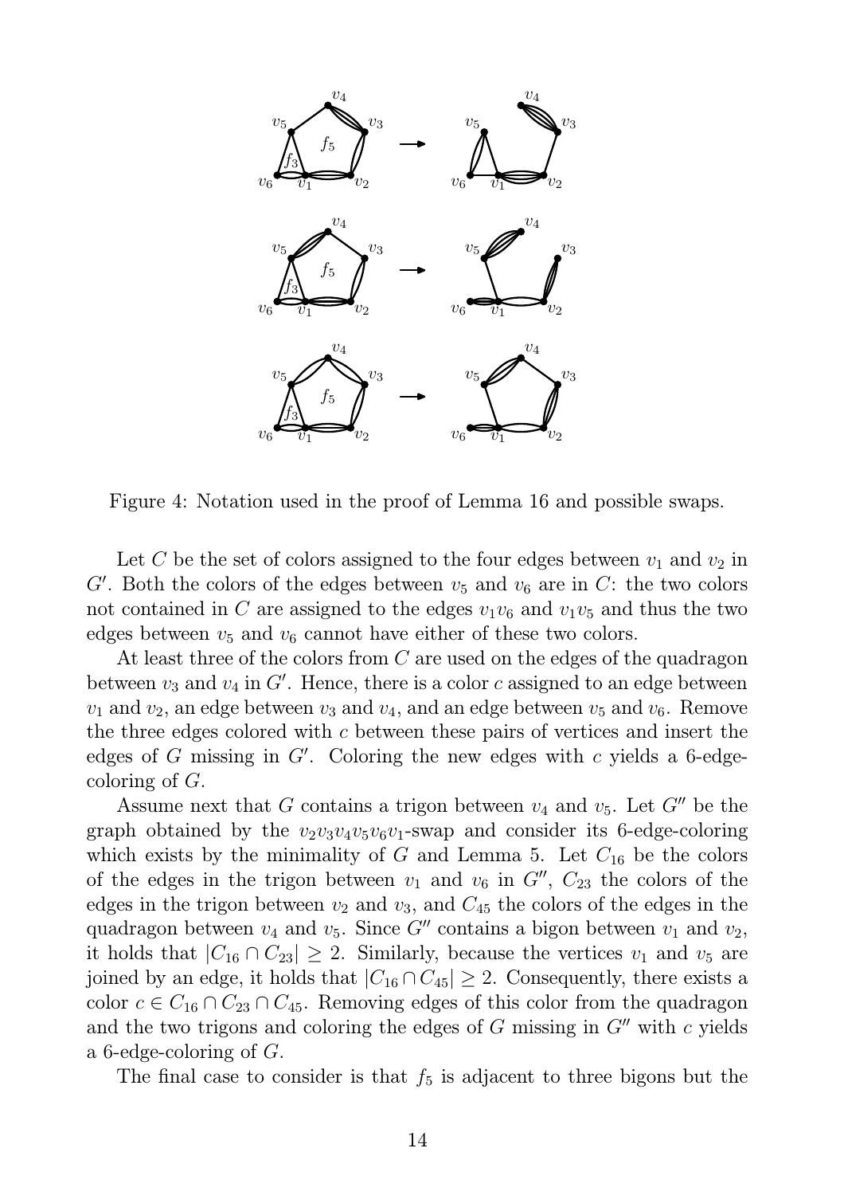Figure 4: Notation used in the proof of Lemma 16 and possible swaps.

Let $C$ be the set of colors assigned to the four edges between $v_1$ and $v_2$ in $G'$. Both the colors of the edges between $v_5$ and $v_6$ are in $C$: the two colors not contained in $C$ are assigned to the edges $v_1v_6$ and $v_1v_5$ and thus the two edges between $v_5$ and $v_6$ cannot have either of these two colors.

At least three of the colors from $C$ are used on the edges of the quadragon between $v_3$ and $v_4$ in $G'$. Hence, there is a color $c$ assigned to an edge between $v_1$ and $v_2$, an edge between $v_3$ and $v_4$, and an edge between $v_5$ and $v_6$. Remove the three edges colored with $c$ between these pairs of vertices and insert the edges of $G$ missing in $G'$. Coloring the new edges with $c$ yields a 6-edge-coloring of $G$.

Assume next that $G$ contains a trigon between $v_4$ and $v_5$. Let $G''$ be the graph obtained by the $v_2v_3v_4v_5v_6v_1$-swap and consider its 6-edge-coloring which exists by the minimality of $G$ and Lemma 5. Let $C_{16}$ be the colors of the edges in the trigon between $v_1$ and $v_6$ in $G''$, $C_{23}$ the colors of the edges in the trigon between $v_2$ and $v_3$, and $C_{45}$ the colors of the edges in the quadragon between $v_4$ and $v_5$. Since $G''$ contains a bigon between $v_1$ and $v_2$, it holds that $|C_{16} \cap C_{23}| \geq 2$. Similarly, because the vertices $v_1$ and $v_5$ are joined by an edge, it holds that $|C_{16} \cap C_{45}| \geq 2$. Consequently, there exists a color $c \in C_{16} \cap C_{23} \cap C_{45}$. Removing edges of this color from the quadragon and the two trigons and coloring the edges of $G$ missing in $G''$ with $c$ yields a 6-edge-coloring of $G$.

The final case to consider is that $f_5$ is adjacent to three bigons but the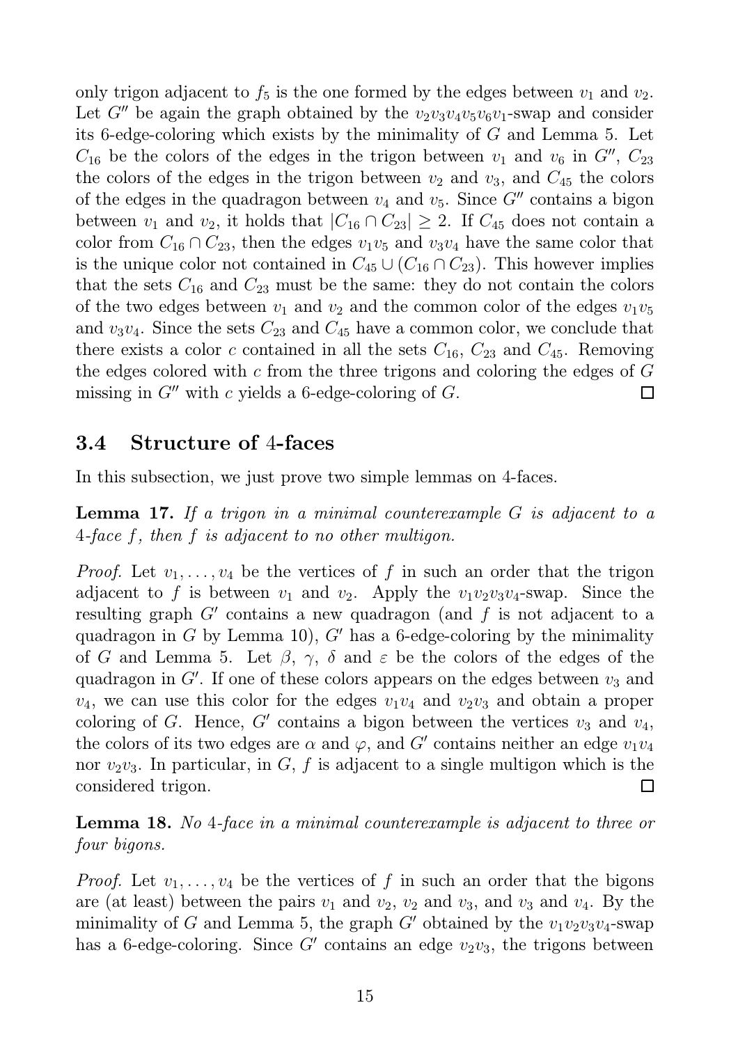only trigon adjacent to $f_5$ is the one formed by the edges between $v_1$ and $v_2$. Let $G''$ be again the graph obtained by the $v_2v_3v_4v_5v_6v_1$-swap and consider its 6-edge-coloring which exists by the minimality of $G$ and Lemma 5. Let $C_{16}$ be the colors of the edges in the trigon between $v_1$ and $v_6$ in $G''$, $C_{23}$ the colors of the edges in the trigon between $v_2$ and $v_3$, and $C_{45}$ the colors of the edges in the quadragon between $v_4$ and $v_5$. Since $G''$ contains a bigon between $v_1$ and $v_2$, it holds that $|C_{16} \cap C_{23}| \geq 2$. If $C_{45}$ does not contain a color from $C_{16} \cap C_{23}$, then the edges $v_1v_5$ and $v_3v_4$ have the same color that is the unique color not contained in $C_{45} \cup (C_{16} \cap C_{23})$. This however implies that the sets $C_{16}$ and $C_{23}$ must be the same: they do not contain the colors of the two edges between $v_1$ and $v_2$ and the common color of the edges $v_1v_5$ and $v_3v_4$. Since the sets $C_{23}$ and $C_{45}$ have a common color, we conclude that there exists a color $c$ contained in all the sets $C_{16}$, $C_{23}$ and $C_{45}$. Removing the edges colored with $c$ from the three trigons and coloring the edges of $G$ missing in $G''$ with $c$ yields a 6-edge-coloring of $G$. □

## 3.4 Structure of 4-faces

In this subsection, we just prove two simple lemmas on 4-faces.

**Lemma 17.** *If a trigon in a minimal counterexample $G$ is adjacent to a 4-face $f$, then $f$ is adjacent to no other multigon.*

*Proof.* Let $v_1, \ldots, v_4$ be the vertices of $f$ in such an order that the trigon adjacent to $f$ is between $v_1$ and $v_2$. Apply the $v_1v_2v_3v_4$-swap. Since the resulting graph $G'$ contains a new quadragon (and $f$ is not adjacent to a quadragon in $G$ by Lemma 10), $G'$ has a 6-edge-coloring by the minimality of $G$ and Lemma 5. Let $\beta$, $\gamma$, $\delta$ and $\varepsilon$ be the colors of the edges of the quadragon in $G'$. If one of these colors appears on the edges between $v_3$ and $v_4$, we can use this color for the edges $v_1v_4$ and $v_2v_3$ and obtain a proper coloring of $G$. Hence, $G'$ contains a bigon between the vertices $v_3$ and $v_4$, the colors of its two edges are $\alpha$ and $\varphi$, and $G'$ contains neither an edge $v_1v_4$ nor $v_2v_3$. In particular, in $G$, $f$ is adjacent to a single multigon which is the considered trigon. □

**Lemma 18.** *No 4-face in a minimal counterexample is adjacent to three or four bigons.*

*Proof.* Let $v_1, \ldots, v_4$ be the vertices of $f$ in such an order that the bigons are (at least) between the pairs $v_1$ and $v_2$, $v_2$ and $v_3$, and $v_3$ and $v_4$. By the minimality of $G$ and Lemma 5, the graph $G'$ obtained by the $v_1v_2v_3v_4$-swap has a 6-edge-coloring. Since $G'$ contains an edge $v_2v_3$, the trigons between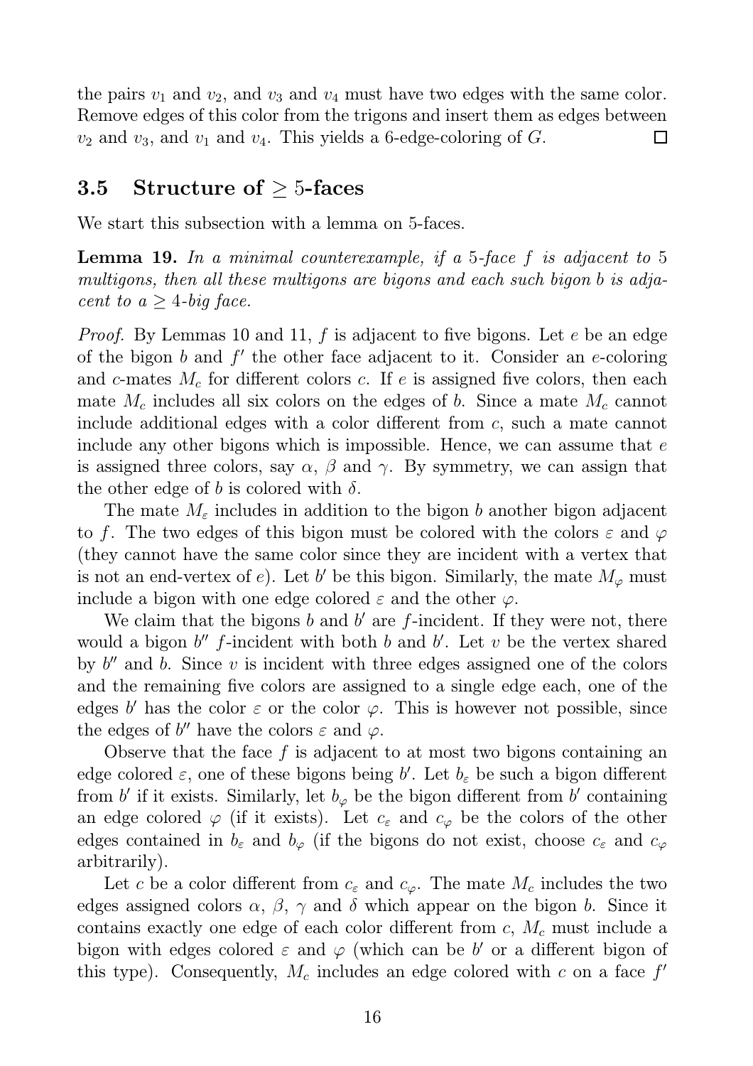the pairs $v_1$ and $v_2$, and $v_3$ and $v_4$ must have two edges with the same color. Remove edges of this color from the trigons and insert them as edges between $v_2$ and $v_3$, and $v_1$ and $v_4$. This yields a 6-edge-coloring of $G$. □

## 3.5 Structure of $\geq 5$-faces

We start this subsection with a lemma on 5-faces.

**Lemma 19.** *In a minimal counterexample, if a 5-face $f$ is adjacent to 5 multigons, then all these multigons are bigons and each such bigon $b$ is adjacent to a $\geq 4$-big face.*

*Proof.* By Lemmas 10 and 11, $f$ is adjacent to five bigons. Let $e$ be an edge of the bigon $b$ and $f'$ the other face adjacent to it. Consider an $e$-coloring and $c$-mates $M_c$ for different colors $c$. If $e$ is assigned five colors, then each mate $M_c$ includes all six colors on the edges of $b$. Since a mate $M_c$ cannot include additional edges with a color different from $c$, such a mate cannot include any other bigons which is impossible. Hence, we can assume that $e$ is assigned three colors, say $\alpha$, $\beta$ and $\gamma$. By symmetry, we can assign that the other edge of $b$ is colored with $\delta$.

The mate $M_\varepsilon$ includes in addition to the bigon $b$ another bigon adjacent to $f$. The two edges of this bigon must be colored with the colors $\varepsilon$ and $\varphi$ (they cannot have the same color since they are incident with a vertex that is not an end-vertex of $e$). Let $b'$ be this bigon. Similarly, the mate $M_\varphi$ must include a bigon with one edge colored $\varepsilon$ and the other $\varphi$.

We claim that the bigons $b$ and $b'$ are $f$-incident. If they were not, there would a bigon $b''$ $f$-incident with both $b$ and $b'$. Let $v$ be the vertex shared by $b''$ and $b$. Since $v$ is incident with three edges assigned one of the colors and the remaining five colors are assigned to a single edge each, one of the edges $b'$ has the color $\varepsilon$ or the color $\varphi$. This is however not possible, since the edges of $b''$ have the colors $\varepsilon$ and $\varphi$.

Observe that the face $f$ is adjacent to at most two bigons containing an edge colored $\varepsilon$, one of these bigons being $b'$. Let $b_\varepsilon$ be such a bigon different from $b'$ if it exists. Similarly, let $b_\varphi$ be the bigon different from $b'$ containing an edge colored $\varphi$ (if it exists). Let $c_\varepsilon$ and $c_\varphi$ be the colors of the other edges contained in $b_\varepsilon$ and $b_\varphi$ (if the bigons do not exist, choose $c_\varepsilon$ and $c_\varphi$ arbitrarily).

Let $c$ be a color different from $c_\varepsilon$ and $c_\varphi$. The mate $M_c$ includes the two edges assigned colors $\alpha$, $\beta$, $\gamma$ and $\delta$ which appear on the bigon $b$. Since it contains exactly one edge of each color different from $c$, $M_c$ must include a bigon with edges colored $\varepsilon$ and $\varphi$ (which can be $b'$ or a different bigon of this type). Consequently, $M_c$ includes an edge colored with $c$ on a face $f'$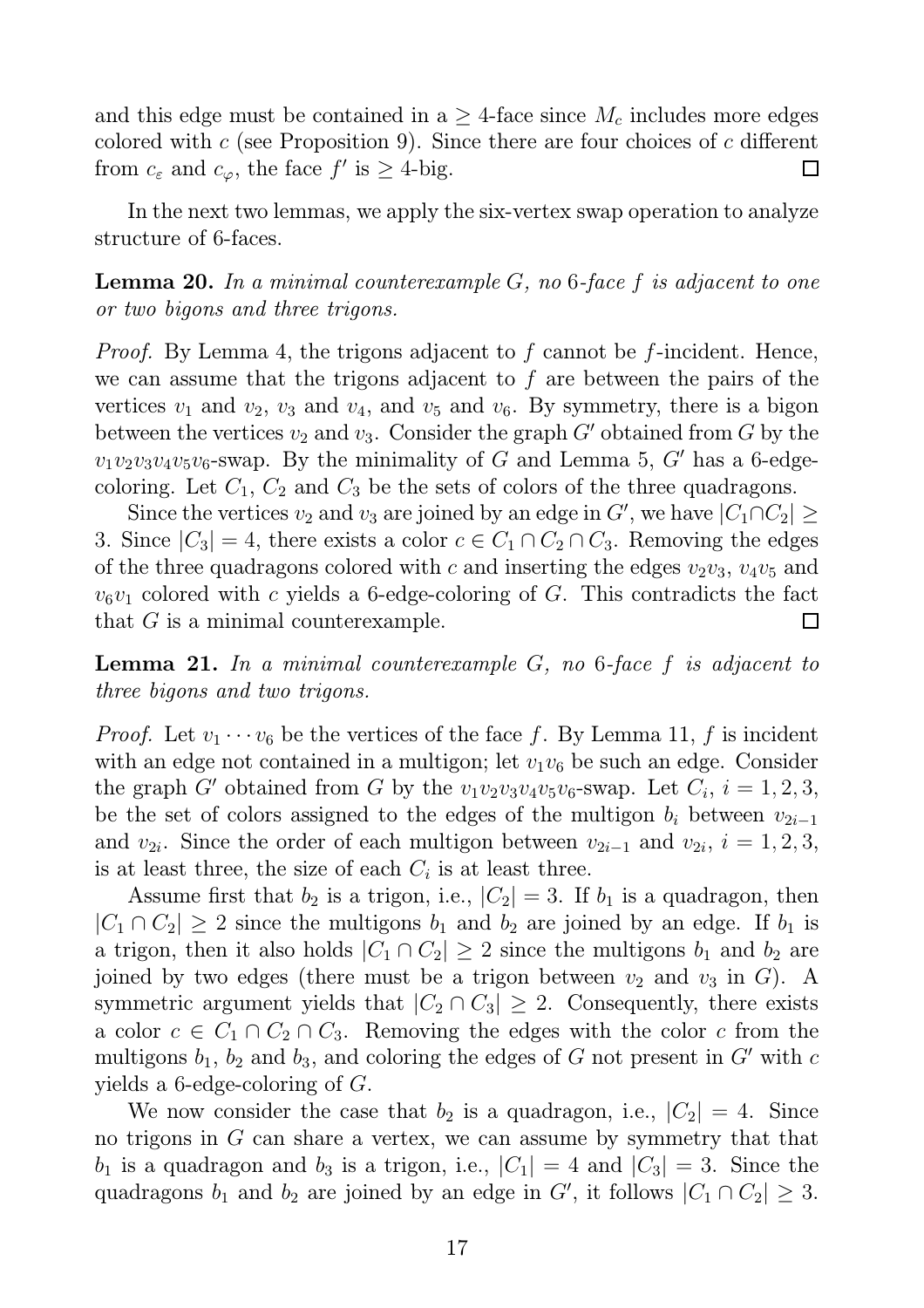and this edge must be contained in a $\geq 4$-face since $M_c$ includes more edges colored with $c$ (see Proposition 9). Since there are four choices of $c$ different from $c_\varepsilon$ and $c_\varphi$, the face $f'$ is $\geq 4$-big. $\square$

In the next two lemmas, we apply the six-vertex swap operation to analyze structure of 6-faces.

**Lemma 20.** *In a minimal counterexample $G$, no 6-face $f$ is adjacent to one or two bigons and three trigons.*

*Proof.* By Lemma 4, the trigons adjacent to $f$ cannot be $f$-incident. Hence, we can assume that the trigons adjacent to $f$ are between the pairs of the vertices $v_1$ and $v_2$, $v_3$ and $v_4$, and $v_5$ and $v_6$. By symmetry, there is a bigon between the vertices $v_2$ and $v_3$. Consider the graph $G'$ obtained from $G$ by the $v_1v_2v_3v_4v_5v_6$-swap. By the minimality of $G$ and Lemma 5, $G'$ has a 6-edge-coloring. Let $C_1$, $C_2$ and $C_3$ be the sets of colors of the three quadragons.

Since the vertices $v_2$ and $v_3$ are joined by an edge in $G'$, we have $|C_1 \cap C_2| \geq 3$. Since $|C_3| = 4$, there exists a color $c \in C_1 \cap C_2 \cap C_3$. Removing the edges of the three quadragons colored with $c$ and inserting the edges $v_2v_3$, $v_4v_5$ and $v_6v_1$ colored with $c$ yields a 6-edge-coloring of $G$. This contradicts the fact that $G$ is a minimal counterexample. $\square$

**Lemma 21.** *In a minimal counterexample $G$, no 6-face $f$ is adjacent to three bigons and two trigons.*

*Proof.* Let $v_1 \cdots v_6$ be the vertices of the face $f$. By Lemma 11, $f$ is incident with an edge not contained in a multigon; let $v_1v_6$ be such an edge. Consider the graph $G'$ obtained from $G$ by the $v_1v_2v_3v_4v_5v_6$-swap. Let $C_i$, $i = 1, 2, 3$, be the set of colors assigned to the edges of the multigon $b_i$ between $v_{2i-1}$ and $v_{2i}$. Since the order of each multigon between $v_{2i-1}$ and $v_{2i}$, $i = 1, 2, 3$, is at least three, the size of each $C_i$ is at least three.

Assume first that $b_2$ is a trigon, i.e., $|C_2| = 3$. If $b_1$ is a quadragon, then $|C_1 \cap C_2| \geq 2$ since the multigons $b_1$ and $b_2$ are joined by an edge. If $b_1$ is a trigon, then it also holds $|C_1 \cap C_2| \geq 2$ since the multigons $b_1$ and $b_2$ are joined by two edges (there must be a trigon between $v_2$ and $v_3$ in $G$). A symmetric argument yields that $|C_2 \cap C_3| \geq 2$. Consequently, there exists a color $c \in C_1 \cap C_2 \cap C_3$. Removing the edges with the color $c$ from the multigons $b_1$, $b_2$ and $b_3$, and coloring the edges of $G$ not present in $G'$ with $c$ yields a 6-edge-coloring of $G$.

We now consider the case that $b_2$ is a quadragon, i.e., $|C_2| = 4$. Since no trigons in $G$ can share a vertex, we can assume by symmetry that that $b_1$ is a quadragon and $b_3$ is a trigon, i.e., $|C_1| = 4$ and $|C_3| = 3$. Since the quadragons $b_1$ and $b_2$ are joined by an edge in $G'$, it follows $|C_1 \cap C_2| \geq 3$.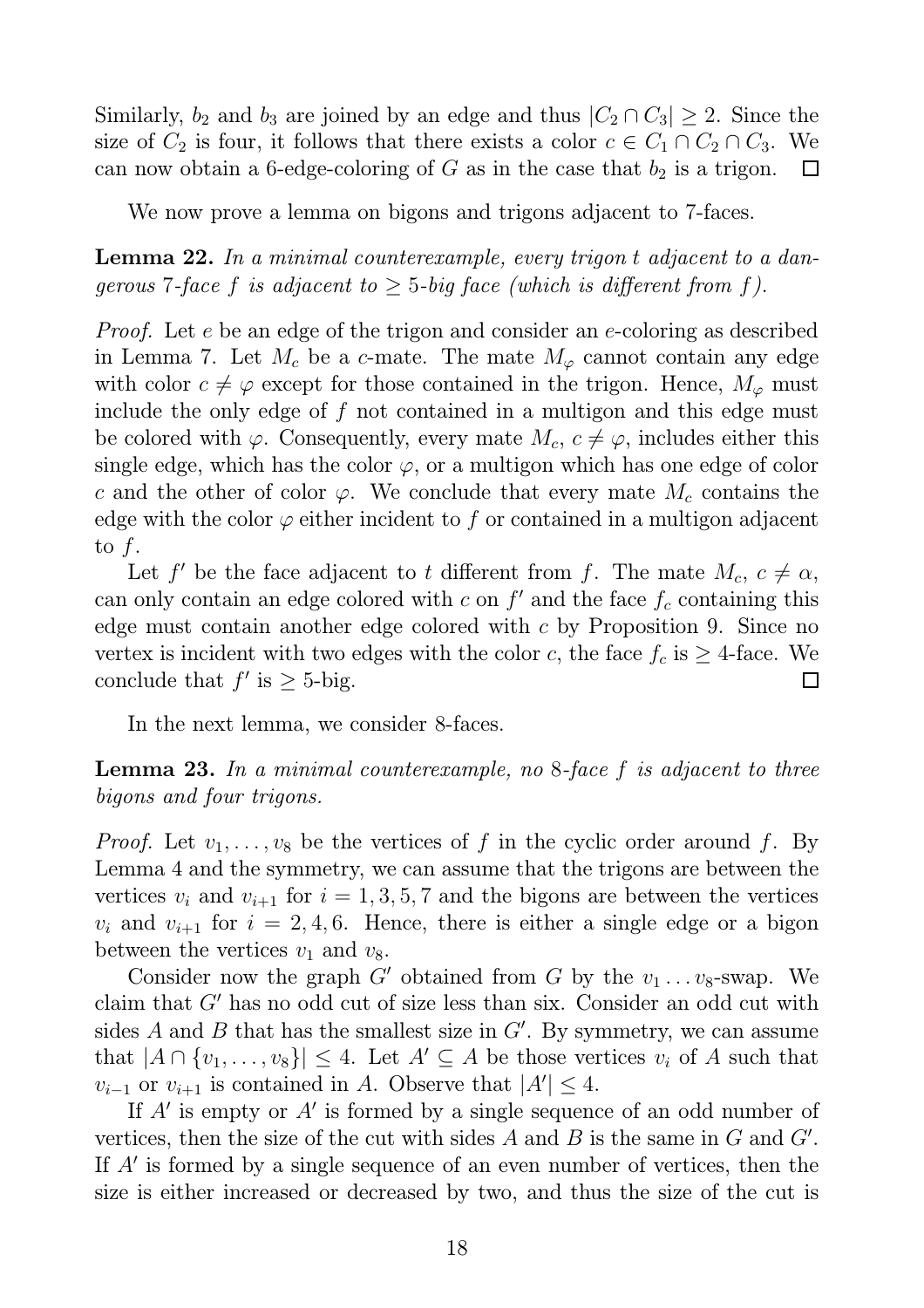Similarly, $b_2$ and $b_3$ are joined by an edge and thus $|C_2 \cap C_3| \geq 2$. Since the size of $C_2$ is four, it follows that there exists a color $c \in C_1 \cap C_2 \cap C_3$. We can now obtain a 6-edge-coloring of $G$ as in the case that $b_2$ is a trigon. □

We now prove a lemma on bigons and trigons adjacent to 7-faces.

**Lemma 22.** *In a minimal counterexample, every trigon $t$ adjacent to a dangerous 7-face $f$ is adjacent to $\geq 5$-big face (which is different from $f$).*

*Proof.* Let $e$ be an edge of the trigon and consider an $e$-coloring as described in Lemma 7. Let $M_c$ be a $c$-mate. The mate $M_\varphi$ cannot contain any edge with color $c \neq \varphi$ except for those contained in the trigon. Hence, $M_\varphi$ must include the only edge of $f$ not contained in a multigon and this edge must be colored with $\varphi$. Consequently, every mate $M_c$, $c \neq \varphi$, includes either this single edge, which has the color $\varphi$, or a multigon which has one edge of color $c$ and the other of color $\varphi$. We conclude that every mate $M_c$ contains the edge with the color $\varphi$ either incident to $f$ or contained in a multigon adjacent to $f$.

Let $f'$ be the face adjacent to $t$ different from $f$. The mate $M_c$, $c \neq \alpha$, can only contain an edge colored with $c$ on $f'$ and the face $f_c$ containing this edge must contain another edge colored with $c$ by Proposition 9. Since no vertex is incident with two edges with the color $c$, the face $f_c$ is $\geq 4$-face. We conclude that $f'$ is $\geq 5$-big. □

In the next lemma, we consider 8-faces.

**Lemma 23.** *In a minimal counterexample, no 8-face $f$ is adjacent to three bigons and four trigons.*

*Proof.* Let $v_1, \ldots, v_8$ be the vertices of $f$ in the cyclic order around $f$. By Lemma 4 and the symmetry, we can assume that the trigons are between the vertices $v_i$ and $v_{i+1}$ for $i = 1, 3, 5, 7$ and the bigons are between the vertices $v_i$ and $v_{i+1}$ for $i = 2, 4, 6$. Hence, there is either a single edge or a bigon between the vertices $v_1$ and $v_8$.

Consider now the graph $G'$ obtained from $G$ by the $v_1 \ldots v_8$-swap. We claim that $G'$ has no odd cut of size less than six. Consider an odd cut with sides $A$ and $B$ that has the smallest size in $G'$. By symmetry, we can assume that $|A \cap \{v_1, \ldots, v_8\}| \leq 4$. Let $A' \subseteq A$ be those vertices $v_i$ of $A$ such that $v_{i-1}$ or $v_{i+1}$ is contained in $A$. Observe that $|A'| \leq 4$.

If $A'$ is empty or $A'$ is formed by a single sequence of an odd number of vertices, then the size of the cut with sides $A$ and $B$ is the same in $G$ and $G'$. If $A'$ is formed by a single sequence of an even number of vertices, then the size is either increased or decreased by two, and thus the size of the cut is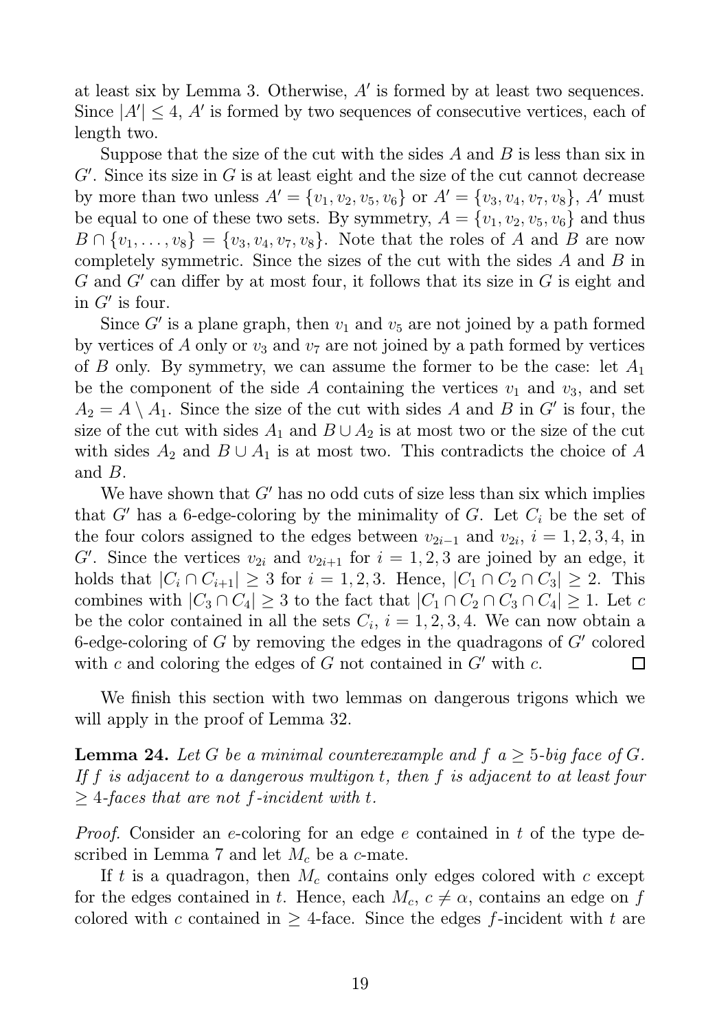at least six by Lemma 3. Otherwise, $A'$ is formed by at least two sequences. Since $|A'| \leq 4$, $A'$ is formed by two sequences of consecutive vertices, each of length two.

Suppose that the size of the cut with the sides $A$ and $B$ is less than six in $G'$. Since its size in $G$ is at least eight and the size of the cut cannot decrease by more than two unless $A' = \{v_1, v_2, v_5, v_6\}$ or $A' = \{v_3, v_4, v_7, v_8\}$, $A'$ must be equal to one of these two sets. By symmetry, $A = \{v_1, v_2, v_5, v_6\}$ and thus $B \cap \{v_1, \ldots, v_8\} = \{v_3, v_4, v_7, v_8\}$. Note that the roles of $A$ and $B$ are now completely symmetric. Since the sizes of the cut with the sides $A$ and $B$ in $G$ and $G'$ can differ by at most four, it follows that its size in $G$ is eight and in $G'$ is four.

Since $G'$ is a plane graph, then $v_1$ and $v_5$ are not joined by a path formed by vertices of $A$ only or $v_3$ and $v_7$ are not joined by a path formed by vertices of $B$ only. By symmetry, we can assume the former to be the case: let $A_1$ be the component of the side $A$ containing the vertices $v_1$ and $v_3$, and set $A_2 = A \setminus A_1$. Since the size of the cut with sides $A$ and $B$ in $G'$ is four, the size of the cut with sides $A_1$ and $B \cup A_2$ is at most two or the size of the cut with sides $A_2$ and $B \cup A_1$ is at most two. This contradicts the choice of $A$ and $B$.

We have shown that $G'$ has no odd cuts of size less than six which implies that $G'$ has a 6-edge-coloring by the minimality of $G$. Let $C_i$ be the set of the four colors assigned to the edges between $v_{2i-1}$ and $v_{2i}$, $i = 1, 2, 3, 4$, in $G'$. Since the vertices $v_{2i}$ and $v_{2i+1}$ for $i = 1, 2, 3$ are joined by an edge, it holds that $|C_i \cap C_{i+1}| \geq 3$ for $i = 1, 2, 3$. Hence, $|C_1 \cap C_2 \cap C_3| \geq 2$. This combines with $|C_3 \cap C_4| \geq 3$ to the fact that $|C_1 \cap C_2 \cap C_3 \cap C_4| \geq 1$. Let $c$ be the color contained in all the sets $C_i$, $i = 1, 2, 3, 4$. We can now obtain a 6-edge-coloring of $G$ by removing the edges in the quadragons of $G'$ colored with $c$ and coloring the edges of $G$ not contained in $G'$ with $c$. □

We finish this section with two lemmas on dangerous trigons which we will apply in the proof of Lemma 32.

**Lemma 24.** *Let $G$ be a minimal counterexample and $f$ a $\geq 5$-big face of $G$. If $f$ is adjacent to a dangerous multigon $t$, then $f$ is adjacent to at least four $\geq 4$-faces that are not $f$-incident with $t$.*

*Proof.* Consider an $e$-coloring for an edge $e$ contained in $t$ of the type described in Lemma 7 and let $M_c$ be a $c$-mate.

If $t$ is a quadragon, then $M_c$ contains only edges colored with $c$ except for the edges contained in $t$. Hence, each $M_c$, $c \neq \alpha$, contains an edge on $f$ colored with $c$ contained in $\geq 4$-face. Since the edges $f$-incident with $t$ are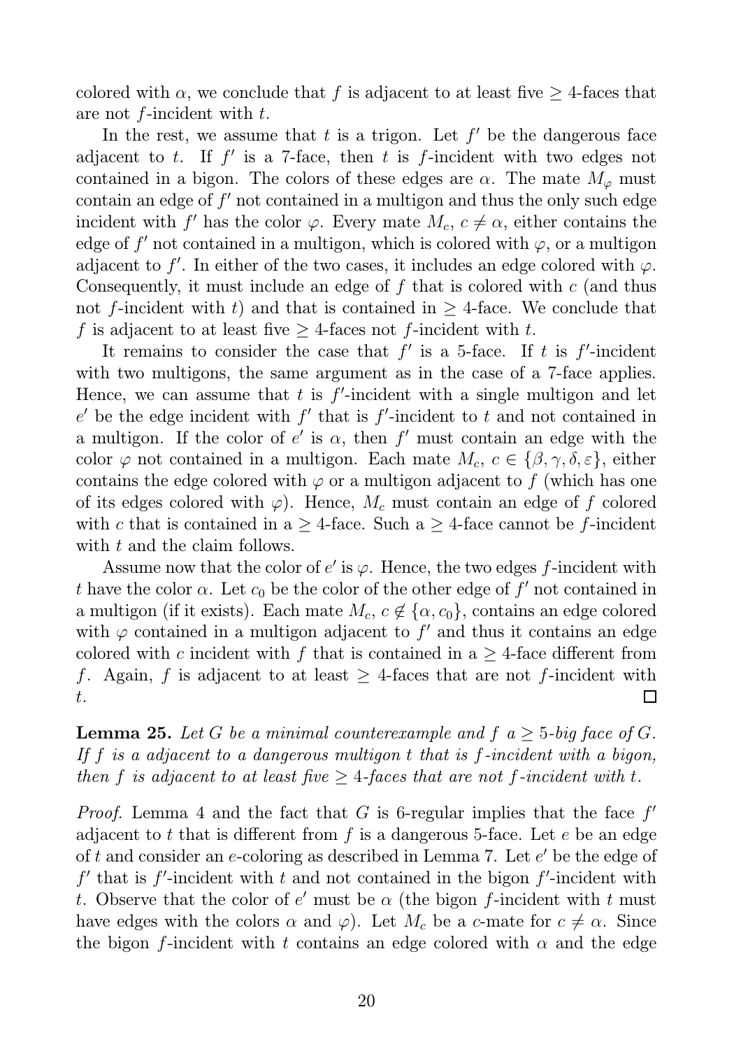colored with $\alpha$, we conclude that $f$ is adjacent to at least five $\geq 4$-faces that are not $f$-incident with $t$.

In the rest, we assume that $t$ is a trigon. Let $f'$ be the dangerous face adjacent to $t$. If $f'$ is a 7-face, then $t$ is $f$-incident with two edges not contained in a bigon. The colors of these edges are $\alpha$. The mate $M_\varphi$ must contain an edge of $f'$ not contained in a multigon and thus the only such edge incident with $f'$ has the color $\varphi$. Every mate $M_c$, $c \neq \alpha$, either contains the edge of $f'$ not contained in a multigon, which is colored with $\varphi$, or a multigon adjacent to $f'$. In either of the two cases, it includes an edge colored with $\varphi$. Consequently, it must include an edge of $f$ that is colored with $c$ (and thus not $f$-incident with $t$) and that is contained in $\geq 4$-face. We conclude that $f$ is adjacent to at least five $\geq 4$-faces not $f$-incident with $t$.

It remains to consider the case that $f'$ is a 5-face. If $t$ is $f'$-incident with two multigons, the same argument as in the case of a 7-face applies. Hence, we can assume that $t$ is $f'$-incident with a single multigon and let $e'$ be the edge incident with $f'$ that is $f'$-incident to $t$ and not contained in a multigon. If the color of $e'$ is $\alpha$, then $f'$ must contain an edge with the color $\varphi$ not contained in a multigon. Each mate $M_c$, $c \in \{\beta, \gamma, \delta, \varepsilon\}$, either contains the edge colored with $\varphi$ or a multigon adjacent to $f$ (which has one of its edges colored with $\varphi$). Hence, $M_c$ must contain an edge of $f$ colored with $c$ that is contained in a $\geq 4$-face. Such a $\geq 4$-face cannot be $f$-incident with $t$ and the claim follows.

Assume now that the color of $e'$ is $\varphi$. Hence, the two edges $f$-incident with $t$ have the color $\alpha$. Let $c_0$ be the color of the other edge of $f'$ not contained in a multigon (if it exists). Each mate $M_c$, $c \notin \{\alpha, c_0\}$, contains an edge colored with $\varphi$ contained in a multigon adjacent to $f'$ and thus it contains an edge colored with $c$ incident with $f$ that is contained in a $\geq 4$-face different from $f$. Again, $f$ is adjacent to at least $\geq 4$-faces that are not $f$-incident with $t$. $\square$

**Lemma 25.** *Let $G$ be a minimal counterexample and $f$ a $\geq 5$-big face of $G$. If $f$ is a adjacent to a dangerous multigon $t$ that is $f$-incident with a bigon, then $f$ is adjacent to at least five $\geq 4$-faces that are not $f$-incident with $t$.*

*Proof.* Lemma 4 and the fact that $G$ is 6-regular implies that the face $f'$ adjacent to $t$ that is different from $f$ is a dangerous 5-face. Let $e$ be an edge of $t$ and consider an $e$-coloring as described in Lemma 7. Let $e'$ be the edge of $f'$ that is $f'$-incident with $t$ and not contained in the bigon $f'$-incident with $t$. Observe that the color of $e'$ must be $\alpha$ (the bigon $f$-incident with $t$ must have edges with the colors $\alpha$ and $\varphi$). Let $M_c$ be a $c$-mate for $c \neq \alpha$. Since the bigon $f$-incident with $t$ contains an edge colored with $\alpha$ and the edge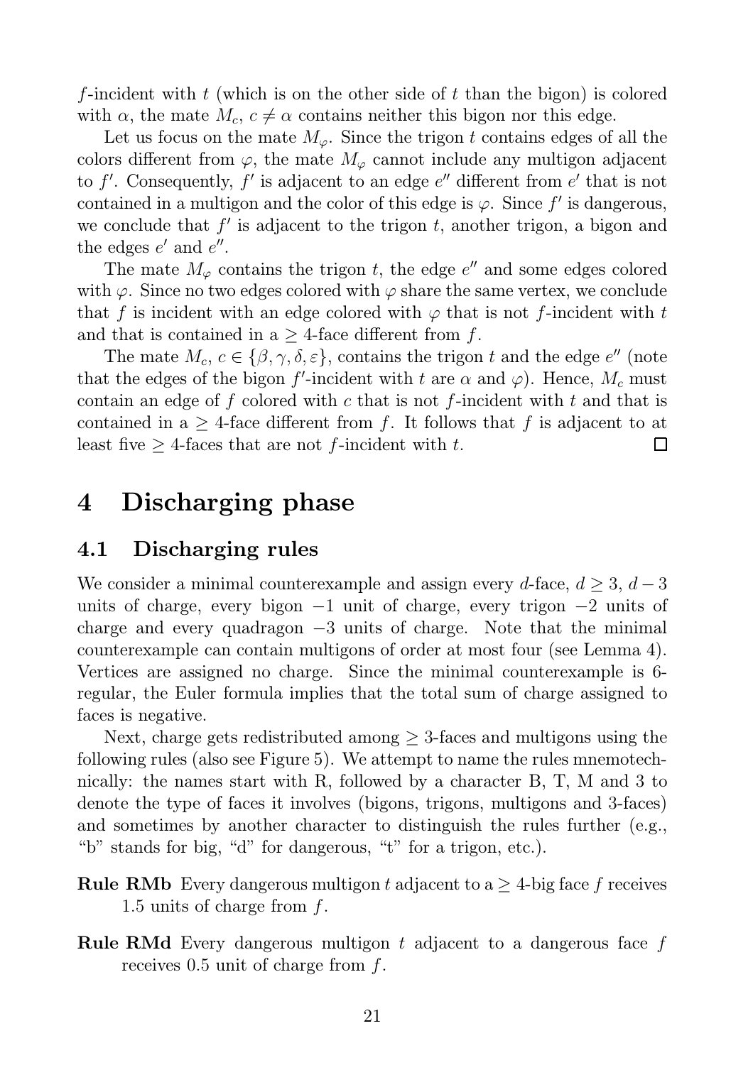$f$-incident with $t$ (which is on the other side of $t$ than the bigon) is colored with $\alpha$, the mate $M_c$, $c \neq \alpha$ contains neither this bigon nor this edge.

Let us focus on the mate $M_\varphi$. Since the trigon $t$ contains edges of all the colors different from $\varphi$, the mate $M_\varphi$ cannot include any multigon adjacent to $f'$. Consequently, $f'$ is adjacent to an edge $e''$ different from $e'$ that is not contained in a multigon and the color of this edge is $\varphi$. Since $f'$ is dangerous, we conclude that $f'$ is adjacent to the trigon $t$, another trigon, a bigon and the edges $e'$ and $e''$.

The mate $M_\varphi$ contains the trigon $t$, the edge $e''$ and some edges colored with $\varphi$. Since no two edges colored with $\varphi$ share the same vertex, we conclude that $f$ is incident with an edge colored with $\varphi$ that is not $f$-incident with $t$ and that is contained in a $\geq 4$-face different from $f$.

The mate $M_c$, $c \in \{\beta, \gamma, \delta, \varepsilon\}$, contains the trigon $t$ and the edge $e''$ (note that the edges of the bigon $f'$-incident with $t$ are $\alpha$ and $\varphi$). Hence, $M_c$ must contain an edge of $f$ colored with $c$ that is not $f$-incident with $t$ and that is contained in a $\geq 4$-face different from $f$. It follows that $f$ is adjacent to at least five $\geq 4$-faces that are not $f$-incident with $t$. □

# 4 Discharging phase

## 4.1 Discharging rules

We consider a minimal counterexample and assign every $d$-face, $d \geq 3$, $d - 3$ units of charge, every bigon $-1$ unit of charge, every trigon $-2$ units of charge and every quadragon $-3$ units of charge. Note that the minimal counterexample can contain multigons of order at most four (see Lemma 4). Vertices are assigned no charge. Since the minimal counterexample is 6-regular, the Euler formula implies that the total sum of charge assigned to faces is negative.

Next, charge gets redistributed among $\geq 3$-faces and multigons using the following rules (also see Figure 5). We attempt to name the rules mnemotechnically: the names start with R, followed by a character B, T, M and 3 to denote the type of faces it involves (bigons, trigons, multigons and 3-faces) and sometimes by another character to distinguish the rules further (e.g., "b" stands for big, "d" for dangerous, "t" for a trigon, etc.).

**Rule RMb** Every dangerous multigon $t$ adjacent to a $\geq 4$-big face $f$ receives 1.5 units of charge from $f$.

**Rule RMd** Every dangerous multigon $t$ adjacent to a dangerous face $f$ receives 0.5 unit of charge from $f$.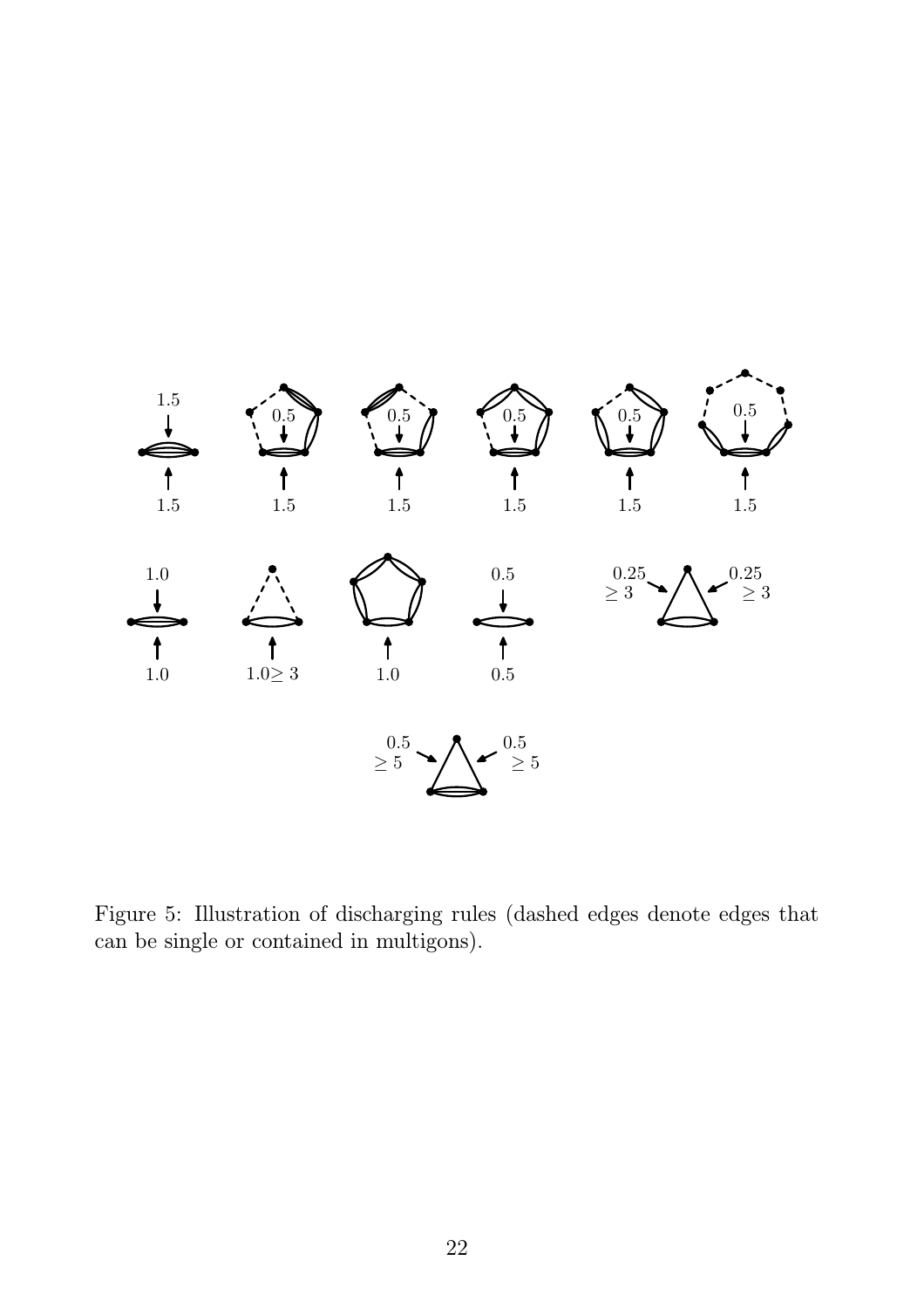Figure 5: Illustration of discharging rules (dashed edges denote edges that can be single or contained in multigons).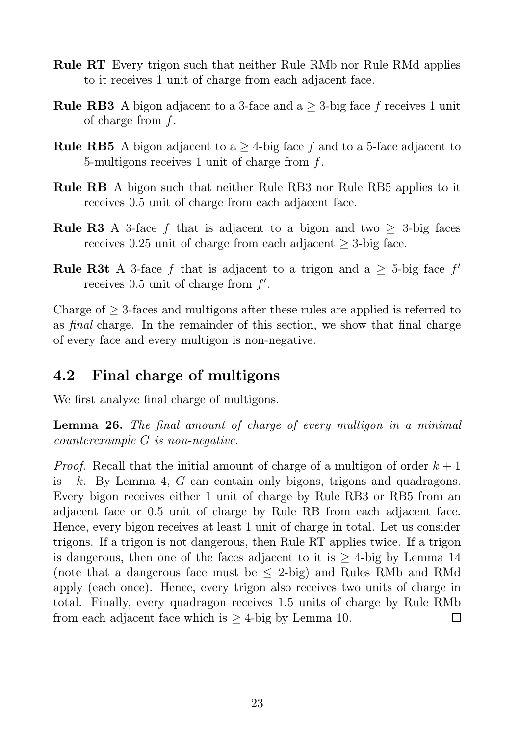**Rule RT** Every trigon such that neither Rule RMb nor Rule RMd applies to it receives 1 unit of charge from each adjacent face.

**Rule RB3** A bigon adjacent to a 3-face and a $\geq$ 3-big face $f$ receives 1 unit of charge from $f$.

**Rule RB5** A bigon adjacent to a $\geq$ 4-big face $f$ and to a 5-face adjacent to 5-multigons receives 1 unit of charge from $f$.

**Rule RB** A bigon such that neither Rule RB3 nor Rule RB5 applies to it receives 0.5 unit of charge from each adjacent face.

**Rule R3** A 3-face $f$ that is adjacent to a bigon and two $\geq$ 3-big faces receives 0.25 unit of charge from each adjacent $\geq$ 3-big face.

**Rule R3t** A 3-face $f$ that is adjacent to a trigon and a $\geq$ 5-big face $f'$ receives 0.5 unit of charge from $f'$.

Charge of $\geq$ 3-faces and multigons after these rules are applied is referred to as *final* charge. In the remainder of this section, we show that final charge of every face and every multigon is non-negative.

## 4.2 Final charge of multigons

We first analyze final charge of multigons.

**Lemma 26.** *The final amount of charge of every multigon in a minimal counterexample G is non-negative.*

*Proof.* Recall that the initial amount of charge of a multigon of order $k+1$ is $-k$. By Lemma 4, $G$ can contain only bigons, trigons and quadragons. Every bigon receives either 1 unit of charge by Rule RB3 or RB5 from an adjacent face or 0.5 unit of charge by Rule RB from each adjacent face. Hence, every bigon receives at least 1 unit of charge in total. Let us consider trigons. If a trigon is not dangerous, then Rule RT applies twice. If a trigon is dangerous, then one of the faces adjacent to it is $\geq$ 4-big by Lemma 14 (note that a dangerous face must be $\leq$ 2-big) and Rules RMb and RMd apply (each once). Hence, every trigon also receives two units of charge in total. Finally, every quadragon receives 1.5 units of charge by Rule RMb from each adjacent face which is $\geq$ 4-big by Lemma 10. $\square$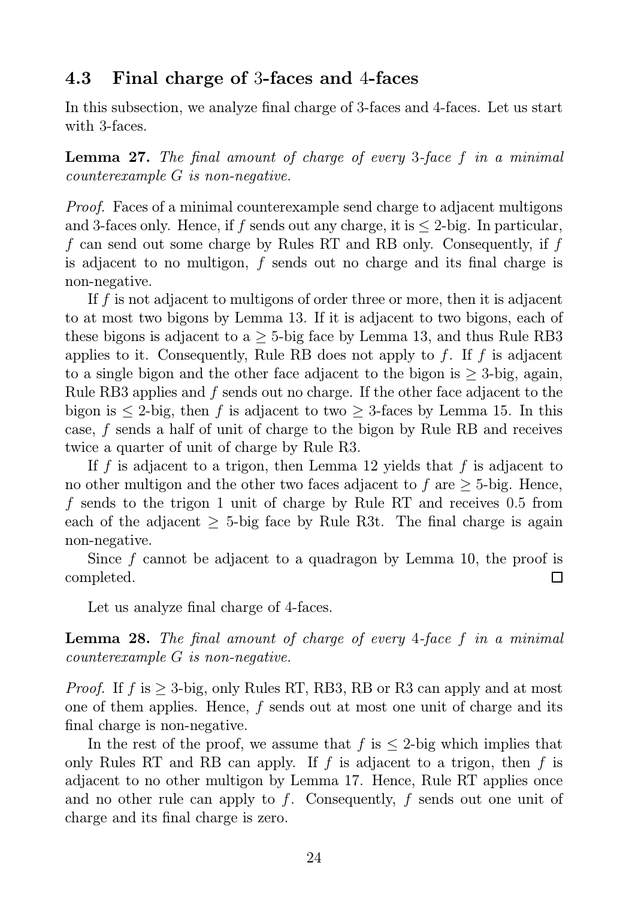## 4.3 Final charge of 3-faces and 4-faces

In this subsection, we analyze final charge of 3-faces and 4-faces. Let us start with 3-faces.

**Lemma 27.** *The final amount of charge of every 3-face $f$ in a minimal counterexample $G$ is non-negative.*

*Proof.* Faces of a minimal counterexample send charge to adjacent multigons and 3-faces only. Hence, if $f$ sends out any charge, it is $\leq$ 2-big. In particular, $f$ can send out some charge by Rules RT and RB only. Consequently, if $f$ is adjacent to no multigon, $f$ sends out no charge and its final charge is non-negative.

If $f$ is not adjacent to multigons of order three or more, then it is adjacent to at most two bigons by Lemma 13. If it is adjacent to two bigons, each of these bigons is adjacent to a $\geq$ 5-big face by Lemma 13, and thus Rule RB3 applies to it. Consequently, Rule RB does not apply to $f$. If $f$ is adjacent to a single bigon and the other face adjacent to the bigon is $\geq$ 3-big, again, Rule RB3 applies and $f$ sends out no charge. If the other face adjacent to the bigon is $\leq$ 2-big, then $f$ is adjacent to two $\geq$ 3-faces by Lemma 15. In this case, $f$ sends a half of unit of charge to the bigon by Rule RB and receives twice a quarter of unit of charge by Rule R3.

If $f$ is adjacent to a trigon, then Lemma 12 yields that $f$ is adjacent to no other multigon and the other two faces adjacent to $f$ are $\geq$ 5-big. Hence, $f$ sends to the trigon 1 unit of charge by Rule RT and receives 0.5 from each of the adjacent $\geq$ 5-big face by Rule R3t. The final charge is again non-negative.

Since $f$ cannot be adjacent to a quadragon by Lemma 10, the proof is completed. □

Let us analyze final charge of 4-faces.

**Lemma 28.** *The final amount of charge of every 4-face $f$ in a minimal counterexample $G$ is non-negative.*

*Proof.* If $f$ is $\geq$ 3-big, only Rules RT, RB3, RB or R3 can apply and at most one of them applies. Hence, $f$ sends out at most one unit of charge and its final charge is non-negative.

In the rest of the proof, we assume that $f$ is $\leq$ 2-big which implies that only Rules RT and RB can apply. If $f$ is adjacent to a trigon, then $f$ is adjacent to no other multigon by Lemma 17. Hence, Rule RT applies once and no other rule can apply to $f$. Consequently, $f$ sends out one unit of charge and its final charge is zero.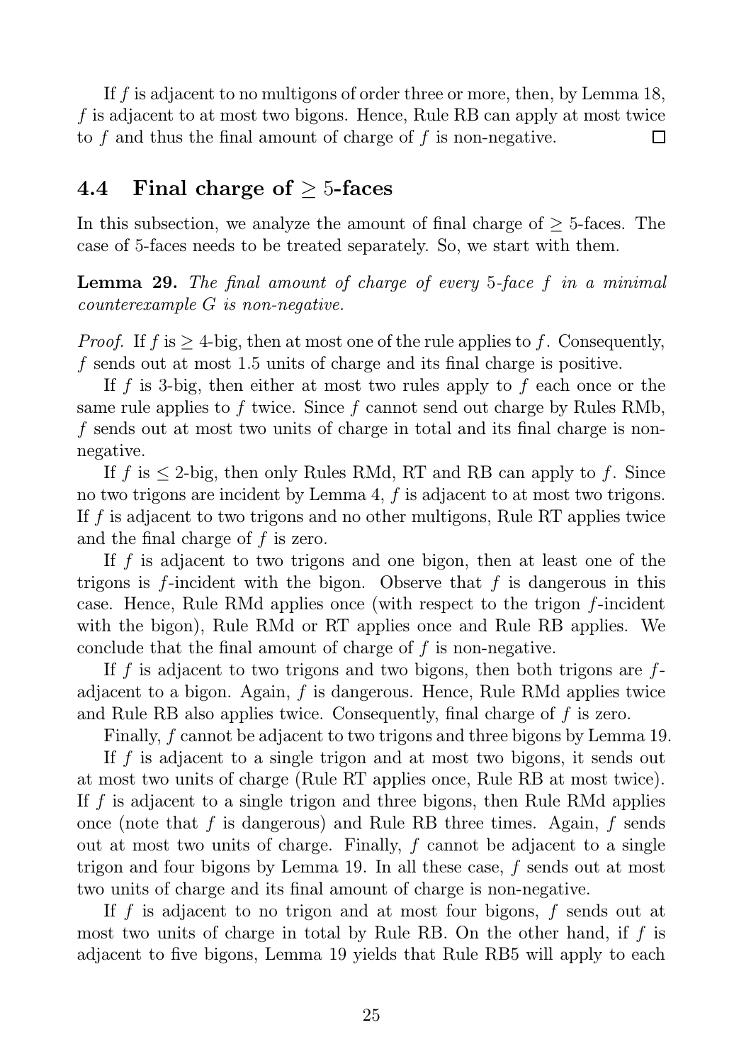If $f$ is adjacent to no multigons of order three or more, then, by Lemma 18, $f$ is adjacent to at most two bigons. Hence, Rule RB can apply at most twice to $f$ and thus the final amount of charge of $f$ is non-negative. □

### 4.4 Final charge of $\geq 5$-faces

In this subsection, we analyze the amount of final charge of $\geq 5$-faces. The case of 5-faces needs to be treated separately. So, we start with them.

**Lemma 29.** *The final amount of charge of every 5-face $f$ in a minimal counterexample $G$ is non-negative.*

*Proof.* If $f$ is $\geq 4$-big, then at most one of the rule applies to $f$. Consequently, $f$ sends out at most 1.5 units of charge and its final charge is positive.

If $f$ is 3-big, then either at most two rules apply to $f$ each once or the same rule applies to $f$ twice. Since $f$ cannot send out charge by Rules RMb, $f$ sends out at most two units of charge in total and its final charge is non-negative.

If $f$ is $\leq 2$-big, then only Rules RMd, RT and RB can apply to $f$. Since no two trigons are incident by Lemma 4, $f$ is adjacent to at most two trigons. If $f$ is adjacent to two trigons and no other multigons, Rule RT applies twice and the final charge of $f$ is zero.

If $f$ is adjacent to two trigons and one bigon, then at least one of the trigons is $f$-incident with the bigon. Observe that $f$ is dangerous in this case. Hence, Rule RMd applies once (with respect to the trigon $f$-incident with the bigon), Rule RMd or RT applies once and Rule RB applies. We conclude that the final amount of charge of $f$ is non-negative.

If $f$ is adjacent to two trigons and two bigons, then both trigons are $f$-adjacent to a bigon. Again, $f$ is dangerous. Hence, Rule RMd applies twice and Rule RB also applies twice. Consequently, final charge of $f$ is zero.

Finally, $f$ cannot be adjacent to two trigons and three bigons by Lemma 19.

If $f$ is adjacent to a single trigon and at most two bigons, it sends out at most two units of charge (Rule RT applies once, Rule RB at most twice). If $f$ is adjacent to a single trigon and three bigons, then Rule RMd applies once (note that $f$ is dangerous) and Rule RB three times. Again, $f$ sends out at most two units of charge. Finally, $f$ cannot be adjacent to a single trigon and four bigons by Lemma 19. In all these case, $f$ sends out at most two units of charge and its final amount of charge is non-negative.

If $f$ is adjacent to no trigon and at most four bigons, $f$ sends out at most two units of charge in total by Rule RB. On the other hand, if $f$ is adjacent to five bigons, Lemma 19 yields that Rule RB5 will apply to each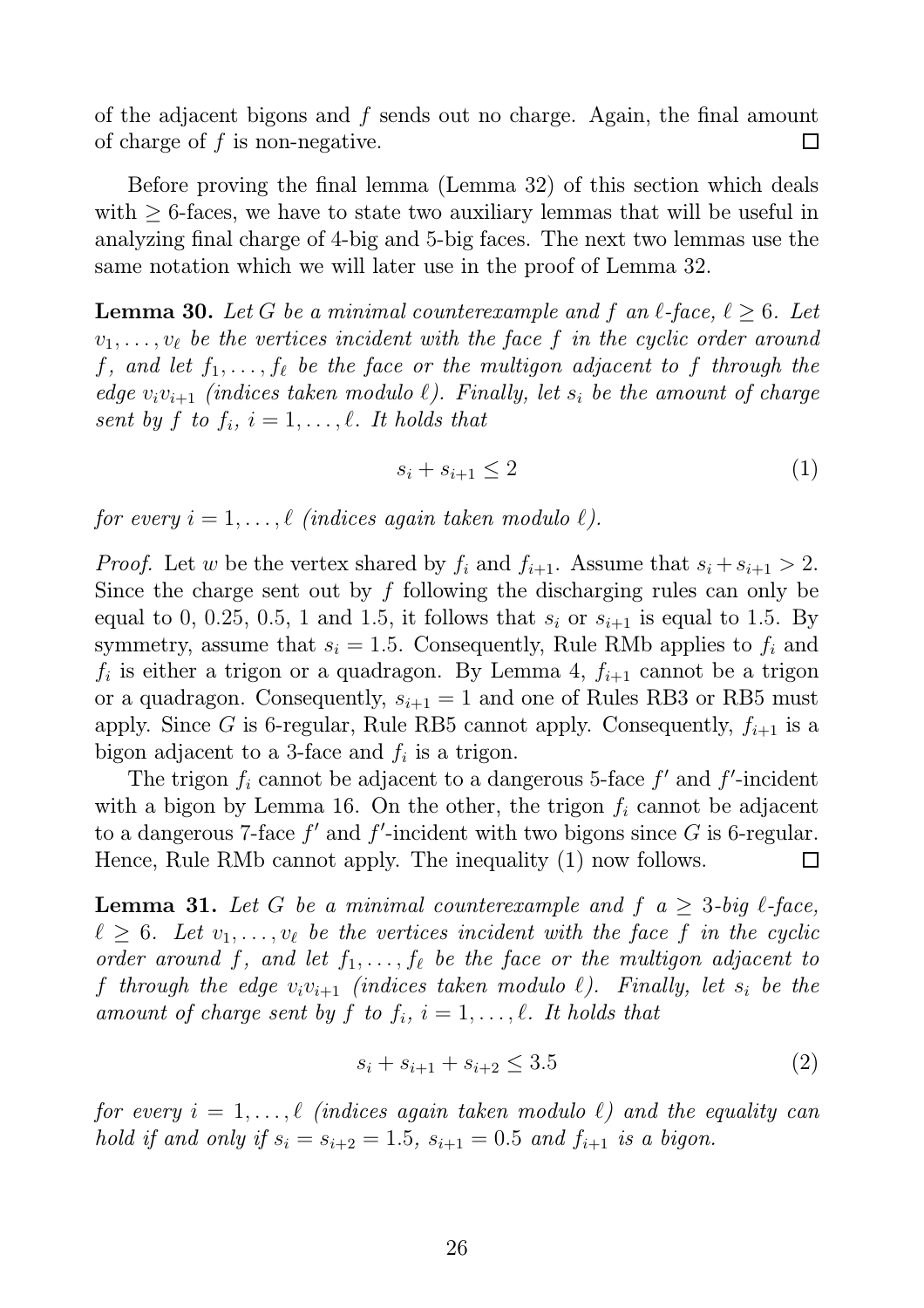of the adjacent bigons and $f$ sends out no charge. Again, the final amount of charge of $f$ is non-negative. ◻

Before proving the final lemma (Lemma 32) of this section which deals with $\geq 6$-faces, we have to state two auxiliary lemmas that will be useful in analyzing final charge of 4-big and 5-big faces. The next two lemmas use the same notation which we will later use in the proof of Lemma 32.

**Lemma 30.** *Let $G$ be a minimal counterexample and $f$ an $\ell$-face, $\ell \geq 6$. Let $v_1, \ldots, v_\ell$ be the vertices incident with the face $f$ in the cyclic order around $f$, and let $f_1, \ldots, f_\ell$ be the face or the multigon adjacent to $f$ through the edge $v_i v_{i+1}$ (indices taken modulo $\ell$). Finally, let $s_i$ be the amount of charge sent by $f$ to $f_i$, $i = 1, \ldots, \ell$. It holds that*

$$s_i + s_{i+1} \leq 2 \tag{1}$$

*for every $i = 1, \ldots, \ell$ (indices again taken modulo $\ell$).*

*Proof.* Let $w$ be the vertex shared by $f_i$ and $f_{i+1}$. Assume that $s_i + s_{i+1} > 2$. Since the charge sent out by $f$ following the discharging rules can only be equal to 0, 0.25, 0.5, 1 and 1.5, it follows that $s_i$ or $s_{i+1}$ is equal to 1.5. By symmetry, assume that $s_i = 1.5$. Consequently, Rule RMb applies to $f_i$ and $f_i$ is either a trigon or a quadragon. By Lemma 4, $f_{i+1}$ cannot be a trigon or a quadragon. Consequently, $s_{i+1} = 1$ and one of Rules RB3 or RB5 must apply. Since $G$ is 6-regular, Rule RB5 cannot apply. Consequently, $f_{i+1}$ is a bigon adjacent to a 3-face and $f_i$ is a trigon.

The trigon $f_i$ cannot be adjacent to a dangerous 5-face $f'$ and $f'$-incident with a bigon by Lemma 16. On the other, the trigon $f_i$ cannot be adjacent to a dangerous 7-face $f'$ and $f'$-incident with two bigons since $G$ is 6-regular. Hence, Rule RMb cannot apply. The inequality (1) now follows. ◻

**Lemma 31.** *Let $G$ be a minimal counterexample and $f$ a $\geq 3$-big $\ell$-face, $\ell \geq 6$. Let $v_1, \ldots, v_\ell$ be the vertices incident with the face $f$ in the cyclic order around $f$, and let $f_1, \ldots, f_\ell$ be the face or the multigon adjacent to $f$ through the edge $v_i v_{i+1}$ (indices taken modulo $\ell$). Finally, let $s_i$ be the amount of charge sent by $f$ to $f_i$, $i = 1, \ldots, \ell$. It holds that*

$$s_i + s_{i+1} + s_{i+2} \leq 3.5 \tag{2}$$

*for every $i = 1, \ldots, \ell$ (indices again taken modulo $\ell$) and the equality can hold if and only if $s_i = s_{i+2} = 1.5$, $s_{i+1} = 0.5$ and $f_{i+1}$ is a bigon.*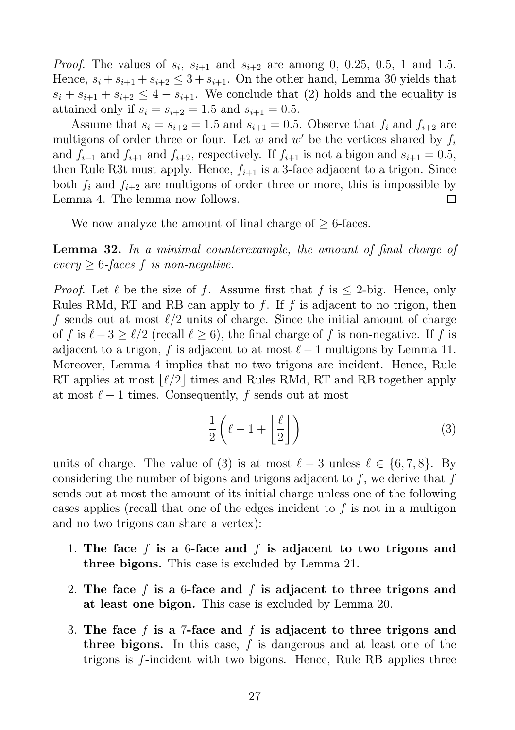*Proof.* The values of $s_i$, $s_{i+1}$ and $s_{i+2}$ are among 0, 0.25, 0.5, 1 and 1.5. Hence, $s_i + s_{i+1} + s_{i+2} \leq 3 + s_{i+1}$. On the other hand, Lemma 30 yields that $s_i + s_{i+1} + s_{i+2} \leq 4 - s_{i+1}$. We conclude that (2) holds and the equality is attained only if $s_i = s_{i+2} = 1.5$ and $s_{i+1} = 0.5$.

Assume that $s_i = s_{i+2} = 1.5$ and $s_{i+1} = 0.5$. Observe that $f_i$ and $f_{i+2}$ are multigons of order three or four. Let $w$ and $w'$ be the vertices shared by $f_i$ and $f_{i+1}$ and $f_{i+1}$ and $f_{i+2}$, respectively. If $f_{i+1}$ is not a bigon and $s_{i+1} = 0.5$, then Rule R3t must apply. Hence, $f_{i+1}$ is a 3-face adjacent to a trigon. Since both $f_i$ and $f_{i+2}$ are multigons of order three or more, this is impossible by Lemma 4. The lemma now follows. □

We now analyze the amount of final charge of $\geq 6$-faces.

**Lemma 32.** *In a minimal counterexample, the amount of final charge of every $\geq 6$-faces $f$ is non-negative.*

*Proof.* Let $\ell$ be the size of $f$. Assume first that $f$ is $\leq 2$-big. Hence, only Rules RMd, RT and RB can apply to $f$. If $f$ is adjacent to no trigon, then $f$ sends out at most $\ell/2$ units of charge. Since the initial amount of charge of $f$ is $\ell - 3 \geq \ell/2$ (recall $\ell \geq 6$), the final charge of $f$ is non-negative. If $f$ is adjacent to a trigon, $f$ is adjacent to at most $\ell - 1$ multigons by Lemma 11. Moreover, Lemma 4 implies that no two trigons are incident. Hence, Rule RT applies at most $\lfloor \ell/2 \rfloor$ times and Rules RMd, RT and RB together apply at most $\ell - 1$ times. Consequently, $f$ sends out at most

$$\frac{1}{2}\left(\ell - 1 + \left\lfloor \frac{\ell}{2} \right\rfloor\right) \tag{3}$$

units of charge. The value of (3) is at most $\ell - 3$ unless $\ell \in \{6, 7, 8\}$. By considering the number of bigons and trigons adjacent to $f$, we derive that $f$ sends out at most the amount of its initial charge unless one of the following cases applies (recall that one of the edges incident to $f$ is not in a multigon and no two trigons can share a vertex):

1. **The face $f$ is a 6-face and $f$ is adjacent to two trigons and three bigons.** This case is excluded by Lemma 21.
2. **The face $f$ is a 6-face and $f$ is adjacent to three trigons and at least one bigon.** This case is excluded by Lemma 20.
3. **The face $f$ is a 7-face and $f$ is adjacent to three trigons and three bigons.** In this case, $f$ is dangerous and at least one of the trigons is $f$-incident with two bigons. Hence, Rule RB applies three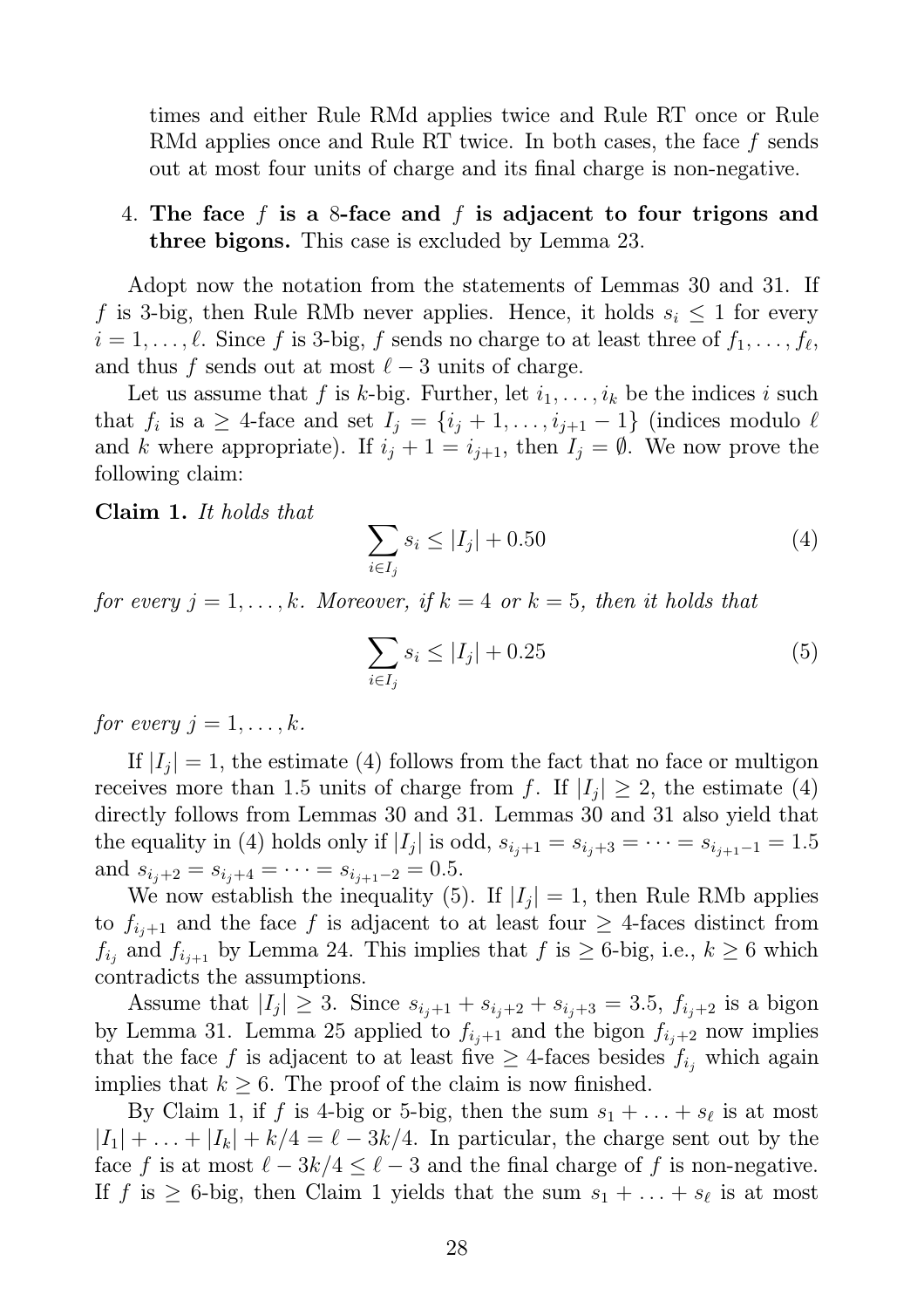times and either Rule RMd applies twice and Rule RT once or Rule RMd applies once and Rule RT twice. In both cases, the face $f$ sends out at most four units of charge and its final charge is non-negative.

4. **The face $f$ is a 8-face and $f$ is adjacent to four trigons and three bigons.** This case is excluded by Lemma 23.

Adopt now the notation from the statements of Lemmas 30 and 31. If $f$ is 3-big, then Rule RMb never applies. Hence, it holds $s_i \leq 1$ for every $i = 1, \dots, \ell$. Since $f$ is 3-big, $f$ sends no charge to at least three of $f_1, \dots, f_\ell$, and thus $f$ sends out at most $\ell - 3$ units of charge.

Let us assume that $f$ is $k$-big. Further, let $i_1, \dots, i_k$ be the indices $i$ such that $f_i$ is a $\geq 4$-face and set $I_j = \{i_j + 1, \dots, i_{j+1} - 1\}$ (indices modulo $\ell$ and $k$ where appropriate). If $i_j + 1 = i_{j+1}$, then $I_j = \emptyset$. We now prove the following claim:

**Claim 1.** *It holds that*

$$\sum_{i \in I_j} s_i \leq |I_j| + 0.50 \tag{4}$$

*for every $j = 1, \dots, k$. Moreover, if $k = 4$ or $k = 5$, then it holds that*

$$\sum_{i \in I_j} s_i \leq |I_j| + 0.25 \tag{5}$$

*for every $j = 1, \dots, k$.*

If $|I_j| = 1$, the estimate (4) follows from the fact that no face or multigon receives more than 1.5 units of charge from $f$. If $|I_j| \geq 2$, the estimate (4) directly follows from Lemmas 30 and 31. Lemmas 30 and 31 also yield that the equality in (4) holds only if $|I_j|$ is odd, $s_{i_j+1} = s_{i_j+3} = \dots = s_{i_{j+1}-1} = 1.5$ and $s_{i_j+2} = s_{i_j+4} = \dots = s_{i_{j+1}-2} = 0.5$.

We now establish the inequality (5). If $|I_j| = 1$, then Rule RMb applies to $f_{i_j+1}$ and the face $f$ is adjacent to at least four $\geq 4$-faces distinct from $f_{i_j}$ and $f_{i_{j+1}}$ by Lemma 24. This implies that $f$ is $\geq 6$-big, i.e., $k \geq 6$ which contradicts the assumptions.

Assume that $|I_j| \geq 3$. Since $s_{i_j+1} + s_{i_j+2} + s_{i_j+3} = 3.5$, $f_{i_j+2}$ is a bigon by Lemma 31. Lemma 25 applied to $f_{i_j+1}$ and the bigon $f_{i_j+2}$ now implies that the face $f$ is adjacent to at least five $\geq 4$-faces besides $f_{i_j}$ which again implies that $k \geq 6$. The proof of the claim is now finished.

By Claim 1, if $f$ is 4-big or 5-big, then the sum $s_1 + \dots + s_\ell$ is at most $|I_1| + \dots + |I_k| + k/4 = \ell - 3k/4$. In particular, the charge sent out by the face $f$ is at most $\ell - 3k/4 \leq \ell - 3$ and the final charge of $f$ is non-negative. If $f$ is $\geq 6$-big, then Claim 1 yields that the sum $s_1 + \dots + s_\ell$ is at most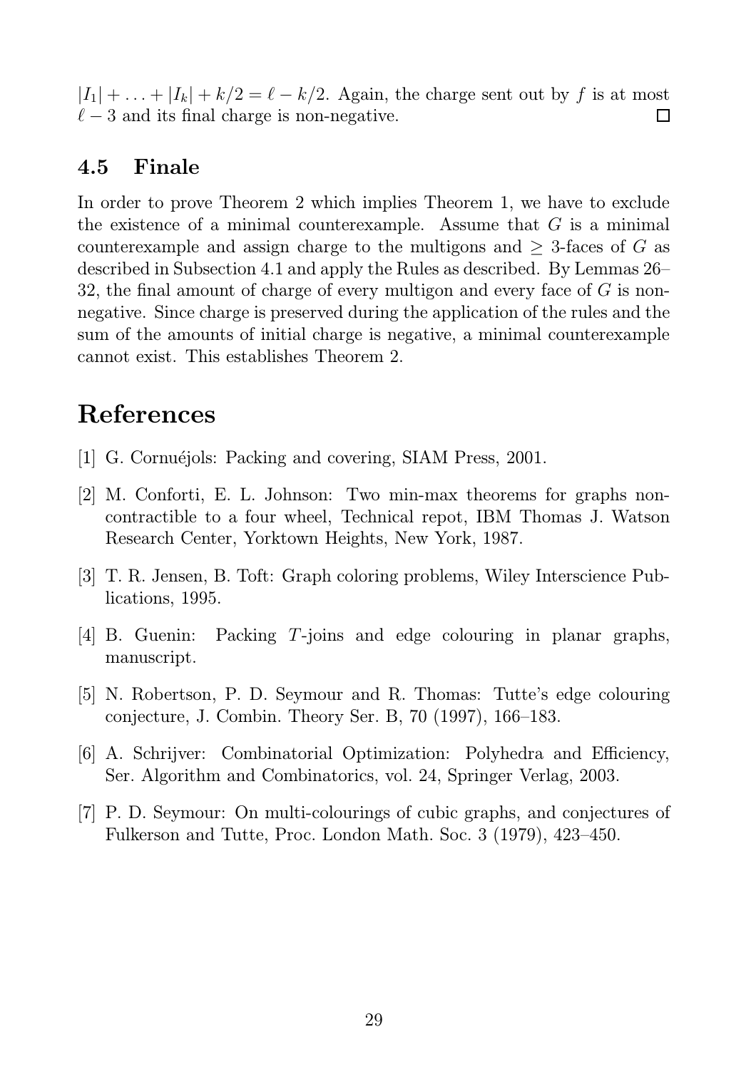$|I_1| + \ldots + |I_k| + k/2 = \ell - k/2$. Again, the charge sent out by $f$ is at most $\ell - 3$ and its final charge is non-negative. □

### 4.5 Finale

In order to prove Theorem 2 which implies Theorem 1, we have to exclude the existence of a minimal counterexample. Assume that $G$ is a minimal counterexample and assign charge to the multigons and $\geq 3$-faces of $G$ as described in Subsection 4.1 and apply the Rules as described. By Lemmas 26–32, the final amount of charge of every multigon and every face of $G$ is non-negative. Since charge is preserved during the application of the rules and the sum of the amounts of initial charge is negative, a minimal counterexample cannot exist. This establishes Theorem 2.

## References

[1] G. Cornuéjols: Packing and covering, SIAM Press, 2001.

[2] M. Conforti, E. L. Johnson: Two min-max theorems for graphs non-contractible to a four wheel, Technical repot, IBM Thomas J. Watson Research Center, Yorktown Heights, New York, 1987.

[3] T. R. Jensen, B. Toft: Graph coloring problems, Wiley Interscience Publications, 1995.

[4] B. Guenin: Packing $T$-joins and edge colouring in planar graphs, manuscript.

[5] N. Robertson, P. D. Seymour and R. Thomas: Tutte's edge colouring conjecture, J. Combin. Theory Ser. B, 70 (1997), 166–183.

[6] A. Schrijver: Combinatorial Optimization: Polyhedra and Efficiency, Ser. Algorithm and Combinatorics, vol. 24, Springer Verlag, 2003.

[7] P. D. Seymour: On multi-colourings of cubic graphs, and conjectures of Fulkerson and Tutte, Proc. London Math. Soc. 3 (1979), 423–450.